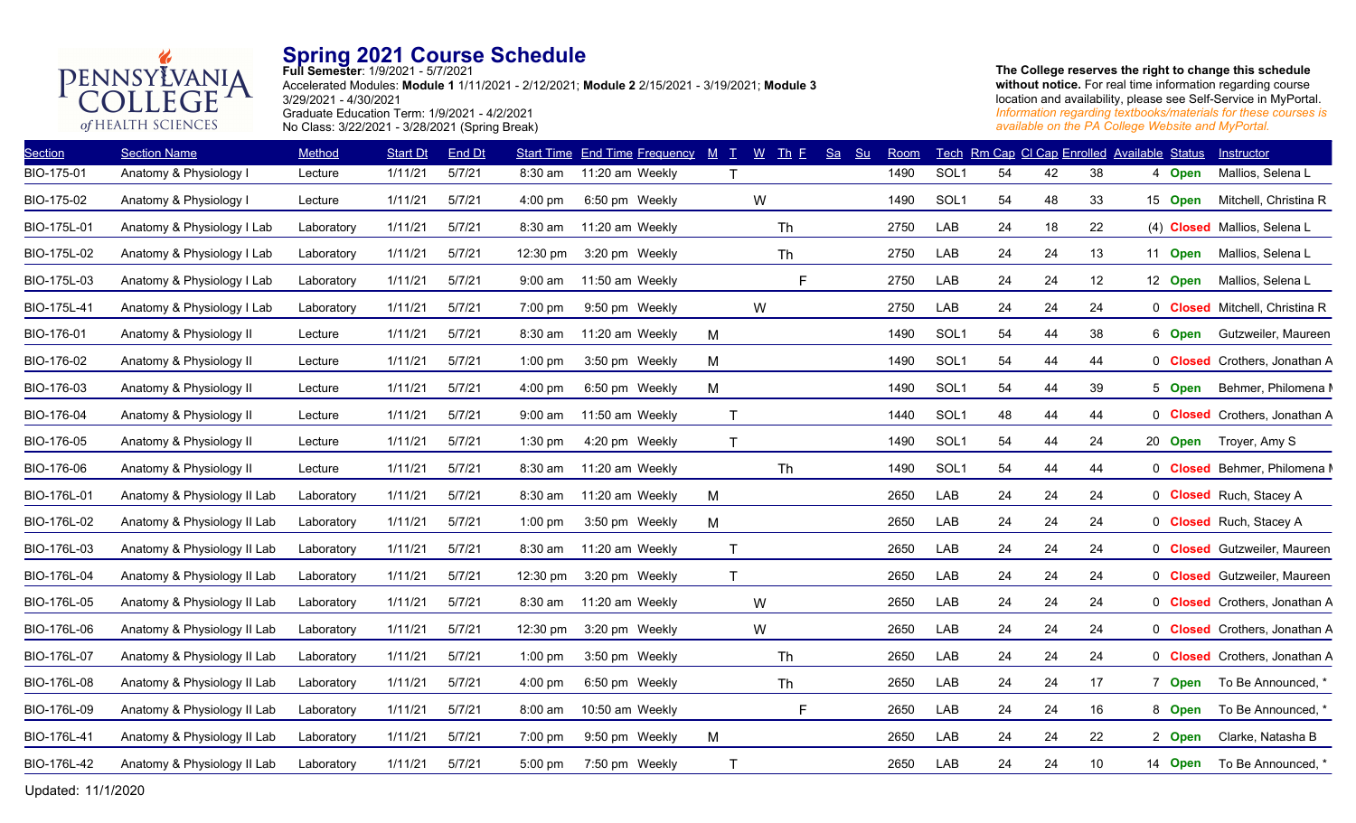PENNSYLVANIA COLLEGE of HEALTH SCIENCES

# Spring 2021 Course Schedule

**Full Semester**: 1/9/2021 - 5/7/2021
Accelerated Modules: **Module 1** 1/11/2021 - 2/12/2021; **Module 2** 2/15/2021 - 3/19/2021; **Module 3** 3/29/2021 - 4/30/2021
Graduate Education Term: 1/9/2021 - 4/2/2021
No Class: 3/22/2021 - 3/28/2021 (Spring Break)

**The College reserves the right to change this schedule without notice.** For real time information regarding course location and availability, please see Self-Service in MyPortal. *Information regarding textbooks/materials for these courses is available on the PA College Website and MyPortal.*

| Section | Section Name | Method | Start Dt | End Dt | Start Time | End Time | Frequency | M | T | W | Th | F | Sa | Su | Room | Tech | Rm Cap | Cl Cap | Enrolled | Available | Status | Instructor |
|---|---|---|---|---|---|---|---|---|---|---|---|---|---|---|---|---|---|---|---|---|---|---|
| BIO-175-01 | Anatomy & Physiology I | Lecture | 1/11/21 | 5/7/21 | 8:30 am | 11:20 am | Weekly | | T | | | | | | 1490 | SOL1 | 54 | 42 | 38 | 4 | Open | Mallios, Selena L |
| BIO-175-02 | Anatomy & Physiology I | Lecture | 1/11/21 | 5/7/21 | 4:00 pm | 6:50 pm | Weekly | | | W | | | | | 1490 | SOL1 | 54 | 48 | 33 | 15 | Open | Mitchell, Christina R |
| BIO-175L-01 | Anatomy & Physiology I Lab | Laboratory | 1/11/21 | 5/7/21 | 8:30 am | 11:20 am | Weekly | | | | Th | | | | 2750 | LAB | 24 | 18 | 22 | (4) | Closed | Mallios, Selena L |
| BIO-175L-02 | Anatomy & Physiology I Lab | Laboratory | 1/11/21 | 5/7/21 | 12:30 pm | 3:20 pm | Weekly | | | | Th | | | | 2750 | LAB | 24 | 24 | 13 | 11 | Open | Mallios, Selena L |
| BIO-175L-03 | Anatomy & Physiology I Lab | Laboratory | 1/11/21 | 5/7/21 | 9:00 am | 11:50 am | Weekly | | | | | F | | | 2750 | LAB | 24 | 24 | 12 | 12 | Open | Mallios, Selena L |
| BIO-175L-41 | Anatomy & Physiology I Lab | Laboratory | 1/11/21 | 5/7/21 | 7:00 pm | 9:50 pm | Weekly | | | W | | | | | 2750 | LAB | 24 | 24 | 24 | 0 | Closed | Mitchell, Christina R |
| BIO-176-01 | Anatomy & Physiology II | Lecture | 1/11/21 | 5/7/21 | 8:30 am | 11:20 am | Weekly | M | | | | | | | 1490 | SOL1 | 54 | 44 | 38 | 6 | Open | Gutzweiler, Maureen |
| BIO-176-02 | Anatomy & Physiology II | Lecture | 1/11/21 | 5/7/21 | 1:00 pm | 3:50 pm | Weekly | M | | | | | | | 1490 | SOL1 | 54 | 44 | 44 | 0 | Closed | Crothers, Jonathan A |
| BIO-176-03 | Anatomy & Physiology II | Lecture | 1/11/21 | 5/7/21 | 4:00 pm | 6:50 pm | Weekly | M | | | | | | | 1490 | SOL1 | 54 | 44 | 39 | 5 | Open | Behmer, Philomena M |
| BIO-176-04 | Anatomy & Physiology II | Lecture | 1/11/21 | 5/7/21 | 9:00 am | 11:50 am | Weekly | | T | | | | | | 1440 | SOL1 | 48 | 44 | 44 | 0 | Closed | Crothers, Jonathan A |
| BIO-176-05 | Anatomy & Physiology II | Lecture | 1/11/21 | 5/7/21 | 1:30 pm | 4:20 pm | Weekly | | T | | | | | | 1490 | SOL1 | 54 | 44 | 24 | 20 | Open | Troyer, Amy S |
| BIO-176-06 | Anatomy & Physiology II | Lecture | 1/11/21 | 5/7/21 | 8:30 am | 11:20 am | Weekly | | | | Th | | | | 1490 | SOL1 | 54 | 44 | 44 | 0 | Closed | Behmer, Philomena M |
| BIO-176L-01 | Anatomy & Physiology II Lab | Laboratory | 1/11/21 | 5/7/21 | 8:30 am | 11:20 am | Weekly | M | | | | | | | 2650 | LAB | 24 | 24 | 24 | 0 | Closed | Ruch, Stacey A |
| BIO-176L-02 | Anatomy & Physiology II Lab | Laboratory | 1/11/21 | 5/7/21 | 1:00 pm | 3:50 pm | Weekly | M | | | | | | | 2650 | LAB | 24 | 24 | 24 | 0 | Closed | Ruch, Stacey A |
| BIO-176L-03 | Anatomy & Physiology II Lab | Laboratory | 1/11/21 | 5/7/21 | 8:30 am | 11:20 am | Weekly | | T | | | | | | 2650 | LAB | 24 | 24 | 24 | 0 | Closed | Gutzweiler, Maureen |
| BIO-176L-04 | Anatomy & Physiology II Lab | Laboratory | 1/11/21 | 5/7/21 | 12:30 pm | 3:20 pm | Weekly | | T | | | | | | 2650 | LAB | 24 | 24 | 24 | 0 | Closed | Gutzweiler, Maureen |
| BIO-176L-05 | Anatomy & Physiology II Lab | Laboratory | 1/11/21 | 5/7/21 | 8:30 am | 11:20 am | Weekly | | | W | | | | | 2650 | LAB | 24 | 24 | 24 | 0 | Closed | Crothers, Jonathan A |
| BIO-176L-06 | Anatomy & Physiology II Lab | Laboratory | 1/11/21 | 5/7/21 | 12:30 pm | 3:20 pm | Weekly | | | W | | | | | 2650 | LAB | 24 | 24 | 24 | 0 | Closed | Crothers, Jonathan A |
| BIO-176L-07 | Anatomy & Physiology II Lab | Laboratory | 1/11/21 | 5/7/21 | 1:00 pm | 3:50 pm | Weekly | | | | Th | | | | 2650 | LAB | 24 | 24 | 24 | 0 | Closed | Crothers, Jonathan A |
| BIO-176L-08 | Anatomy & Physiology II Lab | Laboratory | 1/11/21 | 5/7/21 | 4:00 pm | 6:50 pm | Weekly | | | | Th | | | | 2650 | LAB | 24 | 24 | 17 | 7 | Open | To Be Announced, * |
| BIO-176L-09 | Anatomy & Physiology II Lab | Laboratory | 1/11/21 | 5/7/21 | 8:00 am | 10:50 am | Weekly | | | | | F | | | 2650 | LAB | 24 | 24 | 16 | 8 | Open | To Be Announced, * |
| BIO-176L-41 | Anatomy & Physiology II Lab | Laboratory | 1/11/21 | 5/7/21 | 7:00 pm | 9:50 pm | Weekly | M | | | | | | | 2650 | LAB | 24 | 24 | 22 | 2 | Open | Clarke, Natasha B |
| BIO-176L-42 | Anatomy & Physiology II Lab | Laboratory | 1/11/21 | 5/7/21 | 5:00 pm | 7:50 pm | Weekly | | T | | | | | | 2650 | LAB | 24 | 24 | 10 | 14 | Open | To Be Announced, * |

Updated: 11/1/2020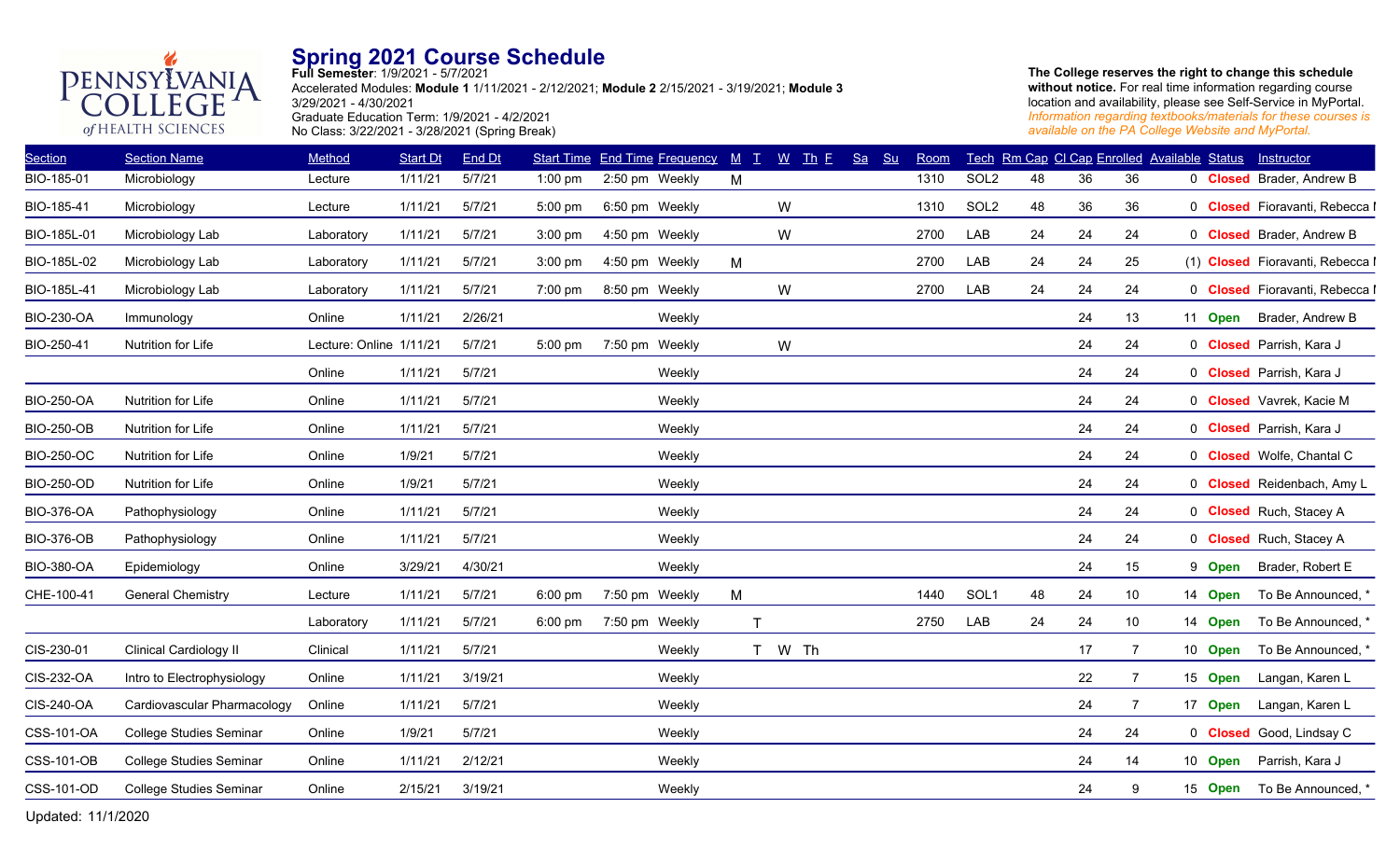# Spring 2021 Course Schedule

**Full Semester**: 1/9/2021 - 5/7/2021
Accelerated Modules: **Module 1** 1/11/2021 - 2/12/2021; **Module 2** 2/15/2021 - 3/19/2021; **Module 3** 3/29/2021 - 4/30/2021
Graduate Education Term: 1/9/2021 - 4/2/2021
No Class: 3/22/2021 - 3/28/2021 (Spring Break)

**The College reserves the right to change this schedule without notice.** For real time information regarding course location and availability, please see Self-Service in MyPortal. *Information regarding textbooks/materials for these courses is available on the PA College Website and MyPortal.*

| Section | Section Name | Method | Start Dt | End Dt | Start Time | End Time | Frequency | M | T | W | Th | F | Sa | Su | Room | Tech | Rm Cap | Cl Cap | Enrolled | Available | Status | Instructor |
|---|---|---|---|---|---|---|---|---|---|---|---|---|---|---|---|---|---|---|---|---|---|---|
| BIO-185-01 | Microbiology | Lecture | 1/11/21 | 5/7/21 | 1:00 pm | 2:50 pm | Weekly | M | | | | | | | 1310 | SOL2 | 48 | 36 | 36 | 0 | Closed | Brader, Andrew B |
| BIO-185-41 | Microbiology | Lecture | 1/11/21 | 5/7/21 | 5:00 pm | 6:50 pm | Weekly | | | W | | | | | 1310 | SOL2 | 48 | 36 | 36 | 0 | Closed | Fioravanti, Rebecca l |
| BIO-185L-01 | Microbiology Lab | Laboratory | 1/11/21 | 5/7/21 | 3:00 pm | 4:50 pm | Weekly | | | W | | | | | 2700 | LAB | 24 | 24 | 24 | 0 | Closed | Brader, Andrew B |
| BIO-185L-02 | Microbiology Lab | Laboratory | 1/11/21 | 5/7/21 | 3:00 pm | 4:50 pm | Weekly | M | | | | | | | 2700 | LAB | 24 | 24 | 25 | (1) | Closed | Fioravanti, Rebecca l |
| BIO-185L-41 | Microbiology Lab | Laboratory | 1/11/21 | 5/7/21 | 7:00 pm | 8:50 pm | Weekly | | | W | | | | | 2700 | LAB | 24 | 24 | 24 | 0 | Closed | Fioravanti, Rebecca l |
| BIO-230-OA | Immunology | Online | 1/11/21 | 2/26/21 | | | Weekly | | | | | | | | | | | 24 | 13 | 11 | Open | Brader, Andrew B |
| BIO-250-41 | Nutrition for Life | Lecture: Online | 1/11/21 | 5/7/21 | 5:00 pm | 7:50 pm | Weekly | | | W | | | | | | | | 24 | 24 | 0 | Closed | Parrish, Kara J |
| | | Online | 1/11/21 | 5/7/21 | | | Weekly | | | | | | | | | | | 24 | 24 | 0 | Closed | Parrish, Kara J |
| BIO-250-OA | Nutrition for Life | Online | 1/11/21 | 5/7/21 | | | Weekly | | | | | | | | | | | 24 | 24 | 0 | Closed | Vavrek, Kacie M |
| BIO-250-OB | Nutrition for Life | Online | 1/11/21 | 5/7/21 | | | Weekly | | | | | | | | | | | 24 | 24 | 0 | Closed | Parrish, Kara J |
| BIO-250-OC | Nutrition for Life | Online | 1/9/21 | 5/7/21 | | | Weekly | | | | | | | | | | | 24 | 24 | 0 | Closed | Wolfe, Chantal C |
| BIO-250-OD | Nutrition for Life | Online | 1/9/21 | 5/7/21 | | | Weekly | | | | | | | | | | | 24 | 24 | 0 | Closed | Reidenbach, Amy L |
| BIO-376-OA | Pathophysiology | Online | 1/11/21 | 5/7/21 | | | Weekly | | | | | | | | | | | 24 | 24 | 0 | Closed | Ruch, Stacey A |
| BIO-376-OB | Pathophysiology | Online | 1/11/21 | 5/7/21 | | | Weekly | | | | | | | | | | | 24 | 24 | 0 | Closed | Ruch, Stacey A |
| BIO-380-OA | Epidemiology | Online | 3/29/21 | 4/30/21 | | | Weekly | | | | | | | | | | | 24 | 15 | 9 | Open | Brader, Robert E |
| CHE-100-41 | General Chemistry | Lecture | 1/11/21 | 5/7/21 | 6:00 pm | 7:50 pm | Weekly | M | | | | | | | 1440 | SOL1 | 48 | 24 | 10 | 14 | Open | To Be Announced, * |
| | | Laboratory | 1/11/21 | 5/7/21 | 6:00 pm | 7:50 pm | Weekly | | T | | | | | | 2750 | LAB | 24 | 24 | 10 | 14 | Open | To Be Announced, * |
| CIS-230-01 | Clinical Cardiology II | Clinical | 1/11/21 | 5/7/21 | | | Weekly | | T | W | Th | | | | | | | 17 | 7 | 10 | Open | To Be Announced, * |
| CIS-232-OA | Intro to Electrophysiology | Online | 1/11/21 | 3/19/21 | | | Weekly | | | | | | | | | | | 22 | 7 | 15 | Open | Langan, Karen L |
| CIS-240-OA | Cardiovascular Pharmacology | Online | 1/11/21 | 5/7/21 | | | Weekly | | | | | | | | | | | 24 | 7 | 17 | Open | Langan, Karen L |
| CSS-101-OA | College Studies Seminar | Online | 1/9/21 | 5/7/21 | | | Weekly | | | | | | | | | | | 24 | 24 | 0 | Closed | Good, Lindsay C |
| CSS-101-OB | College Studies Seminar | Online | 1/11/21 | 2/12/21 | | | Weekly | | | | | | | | | | | 24 | 14 | 10 | Open | Parrish, Kara J |
| CSS-101-OD | College Studies Seminar | Online | 2/15/21 | 3/19/21 | | | Weekly | | | | | | | | | | | 24 | 9 | 15 | Open | To Be Announced, * |

Updated: 11/1/2020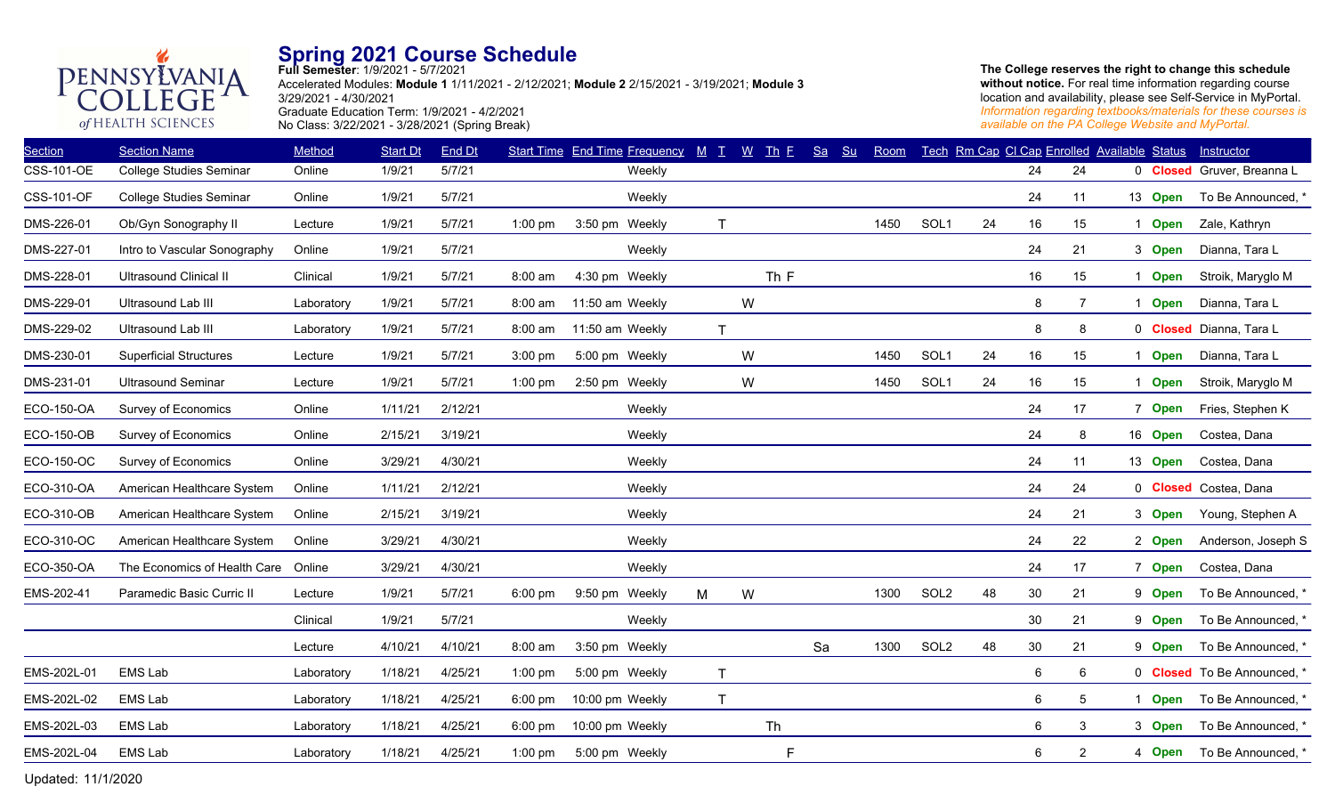# Spring 2021 Course Schedule

**Full Semester**: 1/9/2021 - 5/7/2021
Accelerated Modules: **Module 1** 1/11/2021 - 2/12/2021; **Module 2** 2/15/2021 - 3/19/2021; **Module 3** 3/29/2021 - 4/30/2021
Graduate Education Term: 1/9/2021 - 4/2/2021
No Class: 3/22/2021 - 3/28/2021 (Spring Break)

**The College reserves the right to change this schedule without notice.** For real time information regarding course location and availability, please see Self-Service in MyPortal.
*Information regarding textbooks/materials for these courses is available on the PA College Website and MyPortal.*

| Section | Section Name | Method | Start Dt | End Dt | Start Time | End Time | Frequency | M | T | W | Th | F | Sa | Su | Room | Tech | Rm Cap | Cl Cap | Enrolled | Available | Status | Instructor |
|---|---|---|---|---|---|---|---|---|---|---|---|---|---|---|---|---|---|---|---|---|---|---|
| CSS-101-OE | College Studies Seminar | Online | 1/9/21 | 5/7/21 | | | Weekly | | | | | | | | | | | 24 | 24 | 0 | Closed | Gruver, Breanna L |
| CSS-101-OF | College Studies Seminar | Online | 1/9/21 | 5/7/21 | | | Weekly | | | | | | | | | | | 24 | 11 | 13 | Open | To Be Announced, * |
| DMS-226-01 | Ob/Gyn Sonography II | Lecture | 1/9/21 | 5/7/21 | 1:00 pm | 3:50 pm | Weekly | | T | | | | | | 1450 | SOL1 | 24 | 16 | 15 | 1 | Open | Zale, Kathryn |
| DMS-227-01 | Intro to Vascular Sonography | Online | 1/9/21 | 5/7/21 | | | Weekly | | | | | | | | | | | 24 | 21 | 3 | Open | Dianna, Tara L |
| DMS-228-01 | Ultrasound Clinical II | Clinical | 1/9/21 | 5/7/21 | 8:00 am | 4:30 pm | Weekly | | | | Th | F | | | | | | 16 | 15 | 1 | Open | Stroik, Maryglo M |
| DMS-229-01 | Ultrasound Lab III | Laboratory | 1/9/21 | 5/7/21 | 8:00 am | 11:50 am | Weekly | | | W | | | | | | | | 8 | 7 | 1 | Open | Dianna, Tara L |
| DMS-229-02 | Ultrasound Lab III | Laboratory | 1/9/21 | 5/7/21 | 8:00 am | 11:50 am | Weekly | | T | | | | | | | | | 8 | 8 | 0 | Closed | Dianna, Tara L |
| DMS-230-01 | Superficial Structures | Lecture | 1/9/21 | 5/7/21 | 3:00 pm | 5:00 pm | Weekly | | | W | | | | | 1450 | SOL1 | 24 | 16 | 15 | 1 | Open | Dianna, Tara L |
| DMS-231-01 | Ultrasound Seminar | Lecture | 1/9/21 | 5/7/21 | 1:00 pm | 2:50 pm | Weekly | | | W | | | | | 1450 | SOL1 | 24 | 16 | 15 | 1 | Open | Stroik, Maryglo M |
| ECO-150-OA | Survey of Economics | Online | 1/11/21 | 2/12/21 | | | Weekly | | | | | | | | | | | 24 | 17 | 7 | Open | Fries, Stephen K |
| ECO-150-OB | Survey of Economics | Online | 2/15/21 | 3/19/21 | | | Weekly | | | | | | | | | | | 24 | 8 | 16 | Open | Costea, Dana |
| ECO-150-OC | Survey of Economics | Online | 3/29/21 | 4/30/21 | | | Weekly | | | | | | | | | | | 24 | 11 | 13 | Open | Costea, Dana |
| ECO-310-OA | American Healthcare System | Online | 1/11/21 | 2/12/21 | | | Weekly | | | | | | | | | | | 24 | 24 | 0 | Closed | Costea, Dana |
| ECO-310-OB | American Healthcare System | Online | 2/15/21 | 3/19/21 | | | Weekly | | | | | | | | | | | 24 | 21 | 3 | Open | Young, Stephen A |
| ECO-310-OC | American Healthcare System | Online | 3/29/21 | 4/30/21 | | | Weekly | | | | | | | | | | | 24 | 22 | 2 | Open | Anderson, Joseph S |
| ECO-350-OA | The Economics of Health Care | Online | 3/29/21 | 4/30/21 | | | Weekly | | | | | | | | | | | 24 | 17 | 7 | Open | Costea, Dana |
| EMS-202-41 | Paramedic Basic Curric II | Lecture | 1/9/21 | 5/7/21 | 6:00 pm | 9:50 pm | Weekly | M | | W | | | | | 1300 | SOL2 | 48 | 30 | 21 | 9 | Open | To Be Announced, * |
| | | Clinical | 1/9/21 | 5/7/21 | | | Weekly | | | | | | | | | | | 30 | 21 | 9 | Open | To Be Announced, * |
| | | Lecture | 4/10/21 | 4/10/21 | 8:00 am | 3:50 pm | Weekly | | | | | | Sa | | 1300 | SOL2 | 48 | 30 | 21 | 9 | Open | To Be Announced, * |
| EMS-202L-01 | EMS Lab | Laboratory | 1/18/21 | 4/25/21 | 1:00 pm | 5:00 pm | Weekly | | T | | | | | | | | | 6 | 6 | 0 | Closed | To Be Announced, * |
| EMS-202L-02 | EMS Lab | Laboratory | 1/18/21 | 4/25/21 | 6:00 pm | 10:00 pm | Weekly | | T | | | | | | | | | 6 | 5 | 1 | Open | To Be Announced, * |
| EMS-202L-03 | EMS Lab | Laboratory | 1/18/21 | 4/25/21 | 6:00 pm | 10:00 pm | Weekly | | | | Th | | | | | | | 6 | 3 | 3 | Open | To Be Announced, * |
| EMS-202L-04 | EMS Lab | Laboratory | 1/18/21 | 4/25/21 | 1:00 pm | 5:00 pm | Weekly | | | | | F | | | | | | 6 | 2 | 4 | Open | To Be Announced, * |

Updated: 11/1/2020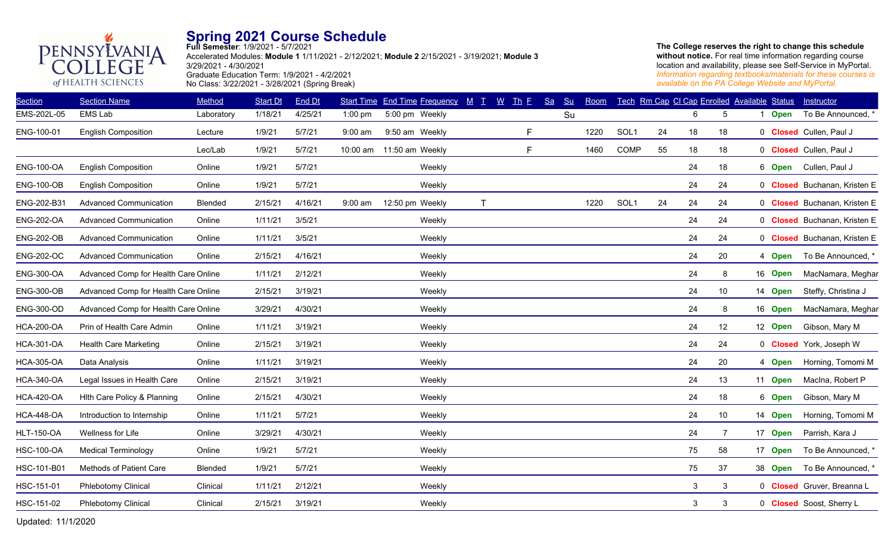PENNSYLVANIA COLLEGE of HEALTH SCIENCES

# Spring 2021 Course Schedule

**Full Semester**: 1/9/2021 - 5/7/2021
Accelerated Modules: **Module 1** 1/11/2021 - 2/12/2021; **Module 2** 2/15/2021 - 3/19/2021; **Module 3** 3/29/2021 - 4/30/2021
Graduate Education Term: 1/9/2021 - 4/2/2021
No Class: 3/22/2021 - 3/28/2021 (Spring Break)

**The College reserves the right to change this schedule without notice.** For real time information regarding course location and availability, please see Self-Service in MyPortal. *Information regarding textbooks/materials for these courses is available on the PA College Website and MyPortal.*

| Section | Section Name | Method | Start Dt | End Dt | Start Time | End Time | Frequency | M | T | W | Th | F | Sa | Su | Room | Tech | Rm Cap | Cl Cap | Enrolled | Available | Status | Instructor |
|---|---|---|---|---|---|---|---|---|---|---|---|---|---|---|---|---|---|---|---|---|---|---|
| EMS-202L-05 | EMS Lab | Laboratory | 1/18/21 | 4/25/21 | 1:00 pm | 5:00 pm | Weekly | | | | | | | Su | | | | 6 | 5 | 1 | Open | To Be Announced, * |
| ENG-100-01 | English Composition | Lecture | 1/9/21 | 5/7/21 | 9:00 am | 9:50 am | Weekly | | | | | F | | | 1220 | SOL1 | 24 | 18 | 18 | 0 | Closed | Cullen, Paul J |
| | | Lec/Lab | 1/9/21 | 5/7/21 | 10:00 am | 11:50 am | Weekly | | | | | F | | | 1460 | COMP | 55 | 18 | 18 | 0 | Closed | Cullen, Paul J |
| ENG-100-OA | English Composition | Online | 1/9/21 | 5/7/21 | | | Weekly | | | | | | | | | | | 24 | 18 | 6 | Open | Cullen, Paul J |
| ENG-100-OB | English Composition | Online | 1/9/21 | 5/7/21 | | | Weekly | | | | | | | | | | | 24 | 24 | 0 | Closed | Buchanan, Kristen E |
| ENG-202-B31 | Advanced Communication | Blended | 2/15/21 | 4/16/21 | 9:00 am | 12:50 pm | Weekly | | T | | | | | | 1220 | SOL1 | 24 | 24 | 24 | 0 | Closed | Buchanan, Kristen E |
| ENG-202-OA | Advanced Communication | Online | 1/11/21 | 3/5/21 | | | Weekly | | | | | | | | | | | 24 | 24 | 0 | Closed | Buchanan, Kristen E |
| ENG-202-OB | Advanced Communication | Online | 1/11/21 | 3/5/21 | | | Weekly | | | | | | | | | | | 24 | 24 | 0 | Closed | Buchanan, Kristen E |
| ENG-202-OC | Advanced Communication | Online | 2/15/21 | 4/16/21 | | | Weekly | | | | | | | | | | | 24 | 20 | 4 | Open | To Be Announced, * |
| ENG-300-OA | Advanced Comp for Health Care | Online | 1/11/21 | 2/12/21 | | | Weekly | | | | | | | | | | | 24 | 8 | 16 | Open | MacNamara, Meghar |
| ENG-300-OB | Advanced Comp for Health Care | Online | 2/15/21 | 3/19/21 | | | Weekly | | | | | | | | | | | 24 | 10 | 14 | Open | Steffy, Christina J |
| ENG-300-OD | Advanced Comp for Health Care | Online | 3/29/21 | 4/30/21 | | | Weekly | | | | | | | | | | | 24 | 8 | 16 | Open | MacNamara, Meghar |
| HCA-200-OA | Prin of Health Care Admin | Online | 1/11/21 | 3/19/21 | | | Weekly | | | | | | | | | | | 24 | 12 | 12 | Open | Gibson, Mary M |
| HCA-301-OA | Health Care Marketing | Online | 2/15/21 | 3/19/21 | | | Weekly | | | | | | | | | | | 24 | 24 | 0 | Closed | York, Joseph W |
| HCA-305-OA | Data Analysis | Online | 1/11/21 | 3/19/21 | | | Weekly | | | | | | | | | | | 24 | 20 | 4 | Open | Horning, Tomomi M |
| HCA-340-OA | Legal Issues in Health Care | Online | 2/15/21 | 3/19/21 | | | Weekly | | | | | | | | | | | 24 | 13 | 11 | Open | Maclna, Robert P |
| HCA-420-OA | Hlth Care Policy & Planning | Online | 2/15/21 | 4/30/21 | | | Weekly | | | | | | | | | | | 24 | 18 | 6 | Open | Gibson, Mary M |
| HCA-448-OA | Introduction to Internship | Online | 1/11/21 | 5/7/21 | | | Weekly | | | | | | | | | | | 24 | 10 | 14 | Open | Horning, Tomomi M |
| HLT-150-OA | Wellness for Life | Online | 3/29/21 | 4/30/21 | | | Weekly | | | | | | | | | | | 24 | 7 | 17 | Open | Parrish, Kara J |
| HSC-100-OA | Medical Terminology | Online | 1/9/21 | 5/7/21 | | | Weekly | | | | | | | | | | | 75 | 58 | 17 | Open | To Be Announced, * |
| HSC-101-B01 | Methods of Patient Care | Blended | 1/9/21 | 5/7/21 | | | Weekly | | | | | | | | | | | 75 | 37 | 38 | Open | To Be Announced, * |
| HSC-151-01 | Phlebotomy Clinical | Clinical | 1/11/21 | 2/12/21 | | | Weekly | | | | | | | | | | | 3 | 3 | 0 | Closed | Gruver, Breanna L |
| HSC-151-02 | Phlebotomy Clinical | Clinical | 2/15/21 | 3/19/21 | | | Weekly | | | | | | | | | | | 3 | 3 | 0 | Closed | Soost, Sherry L |

Updated: 11/1/2020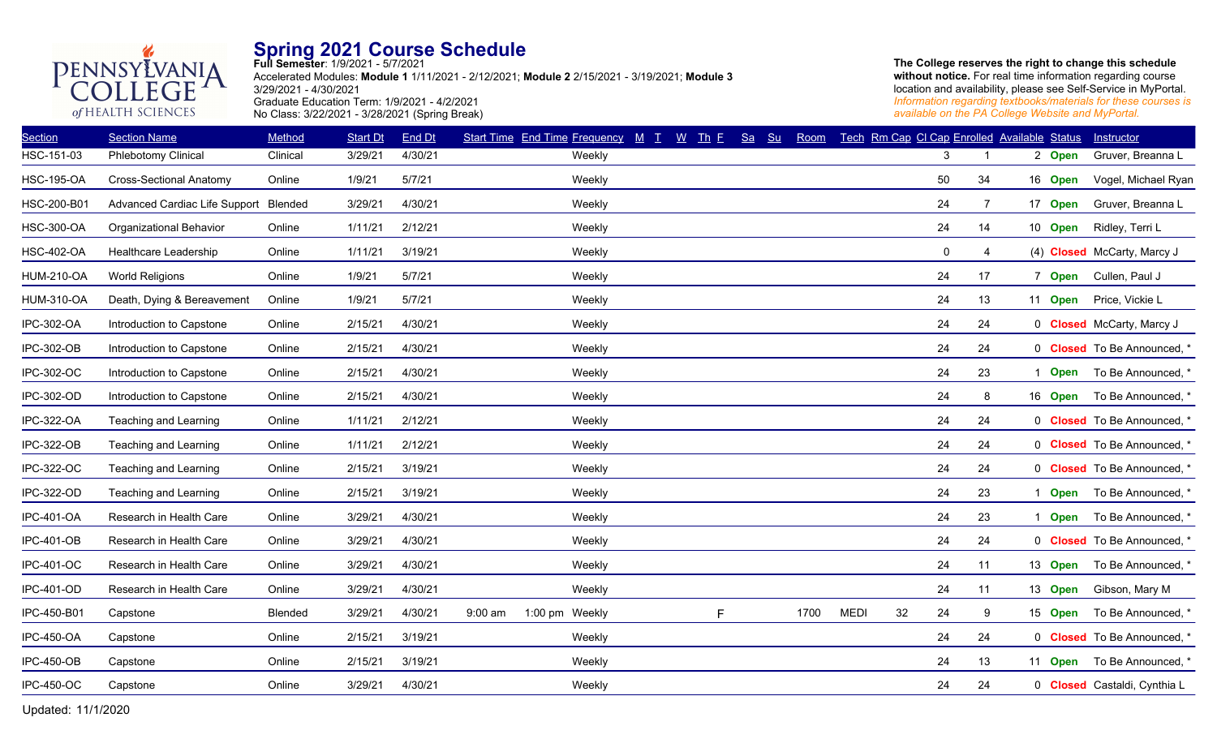PENNSYLVANIA COLLEGE of HEALTH SCIENCES

# Spring 2021 Course Schedule

**Full Semester**: 1/9/2021 - 5/7/2021
Accelerated Modules: **Module 1** 1/11/2021 - 2/12/2021; **Module 2** 2/15/2021 - 3/19/2021; **Module 3** 3/29/2021 - 4/30/2021
Graduate Education Term: 1/9/2021 - 4/2/2021
No Class: 3/22/2021 - 3/28/2021 (Spring Break)

**The College reserves the right to change this schedule without notice.** For real time information regarding course location and availability, please see Self-Service in MyPortal. *Information regarding textbooks/materials for these courses is available on the PA College Website and MyPortal.*

| Section | Section Name | Method | Start Dt | End Dt | Start Time | End Time | Frequency | M | T | W | Th | F | Sa | Su | Room | Tech | Rm Cap | Cl Cap | Enrolled | Available | Status | Instructor |
|---|---|---|---|---|---|---|---|---|---|---|---|---|---|---|---|---|---|---|---|---|---|---|
| HSC-151-03 | Phlebotomy Clinical | Clinical | 3/29/21 | 4/30/21 | | | Weekly | | | | | | | | | | | 3 | 1 | 2 | Open | Gruver, Breanna L |
| HSC-195-OA | Cross-Sectional Anatomy | Online | 1/9/21 | 5/7/21 | | | Weekly | | | | | | | | | | | 50 | 34 | 16 | Open | Vogel, Michael Ryan |
| HSC-200-B01 | Advanced Cardiac Life Support | Blended | 3/29/21 | 4/30/21 | | | Weekly | | | | | | | | | | | 24 | 7 | 17 | Open | Gruver, Breanna L |
| HSC-300-OA | Organizational Behavior | Online | 1/11/21 | 2/12/21 | | | Weekly | | | | | | | | | | | 24 | 14 | 10 | Open | Ridley, Terri L |
| HSC-402-OA | Healthcare Leadership | Online | 1/11/21 | 3/19/21 | | | Weekly | | | | | | | | | | | 0 | 4 | (4) | Closed | McCarty, Marcy J |
| HUM-210-OA | World Religions | Online | 1/9/21 | 5/7/21 | | | Weekly | | | | | | | | | | | 24 | 17 | 7 | Open | Cullen, Paul J |
| HUM-310-OA | Death, Dying & Bereavement | Online | 1/9/21 | 5/7/21 | | | Weekly | | | | | | | | | | | 24 | 13 | 11 | Open | Price, Vickie L |
| IPC-302-OA | Introduction to Capstone | Online | 2/15/21 | 4/30/21 | | | Weekly | | | | | | | | | | | 24 | 24 | 0 | Closed | McCarty, Marcy J |
| IPC-302-OB | Introduction to Capstone | Online | 2/15/21 | 4/30/21 | | | Weekly | | | | | | | | | | | 24 | 24 | 0 | Closed | To Be Announced, * |
| IPC-302-OC | Introduction to Capstone | Online | 2/15/21 | 4/30/21 | | | Weekly | | | | | | | | | | | 24 | 23 | 1 | Open | To Be Announced, * |
| IPC-302-OD | Introduction to Capstone | Online | 2/15/21 | 4/30/21 | | | Weekly | | | | | | | | | | | 24 | 8 | 16 | Open | To Be Announced, * |
| IPC-322-OA | Teaching and Learning | Online | 1/11/21 | 2/12/21 | | | Weekly | | | | | | | | | | | 24 | 24 | 0 | Closed | To Be Announced, * |
| IPC-322-OB | Teaching and Learning | Online | 1/11/21 | 2/12/21 | | | Weekly | | | | | | | | | | | 24 | 24 | 0 | Closed | To Be Announced, * |
| IPC-322-OC | Teaching and Learning | Online | 2/15/21 | 3/19/21 | | | Weekly | | | | | | | | | | | 24 | 24 | 0 | Closed | To Be Announced, * |
| IPC-322-OD | Teaching and Learning | Online | 2/15/21 | 3/19/21 | | | Weekly | | | | | | | | | | | 24 | 23 | 1 | Open | To Be Announced, * |
| IPC-401-OA | Research in Health Care | Online | 3/29/21 | 4/30/21 | | | Weekly | | | | | | | | | | | 24 | 23 | 1 | Open | To Be Announced, * |
| IPC-401-OB | Research in Health Care | Online | 3/29/21 | 4/30/21 | | | Weekly | | | | | | | | | | | 24 | 24 | 0 | Closed | To Be Announced, * |
| IPC-401-OC | Research in Health Care | Online | 3/29/21 | 4/30/21 | | | Weekly | | | | | | | | | | | 24 | 11 | 13 | Open | To Be Announced, * |
| IPC-401-OD | Research in Health Care | Online | 3/29/21 | 4/30/21 | | | Weekly | | | | | | | | | | | 24 | 11 | 13 | Open | Gibson, Mary M |
| IPC-450-B01 | Capstone | Blended | 3/29/21 | 4/30/21 | 9:00 am | 1:00 pm | Weekly | | | | | F | | | 1700 | MEDI | 32 | 24 | 9 | 15 | Open | To Be Announced, * |
| IPC-450-OA | Capstone | Online | 2/15/21 | 3/19/21 | | | Weekly | | | | | | | | | | | 24 | 24 | 0 | Closed | To Be Announced, * |
| IPC-450-OB | Capstone | Online | 2/15/21 | 3/19/21 | | | Weekly | | | | | | | | | | | 24 | 13 | 11 | Open | To Be Announced, * |
| IPC-450-OC | Capstone | Online | 3/29/21 | 4/30/21 | | | Weekly | | | | | | | | | | | 24 | 24 | 0 | Closed | Castaldi, Cynthia L |

Updated: 11/1/2020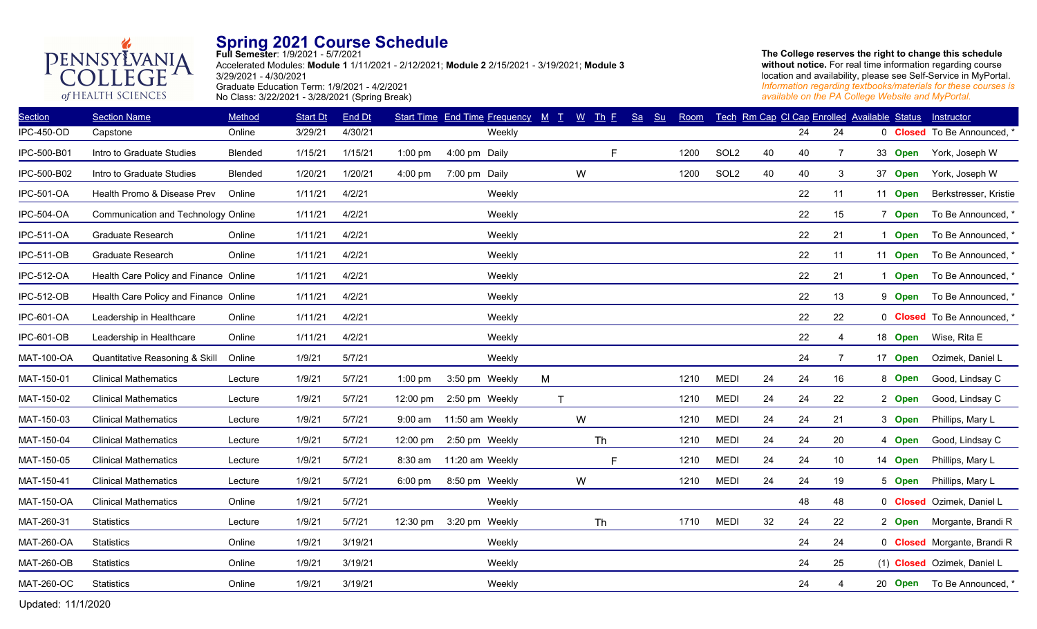PENNSYLVANIA COLLEGE of HEALTH SCIENCES

# Spring 2021 Course Schedule

**Full Semester**: 1/9/2021 - 5/7/2021
Accelerated Modules: **Module 1** 1/11/2021 - 2/12/2021; **Module 2** 2/15/2021 - 3/19/2021; **Module 3** 3/29/2021 - 4/30/2021
Graduate Education Term: 1/9/2021 - 4/2/2021
No Class: 3/22/2021 - 3/28/2021 (Spring Break)

**The College reserves the right to change this schedule without notice.** For real time information regarding course location and availability, please see Self-Service in MyPortal.
*Information regarding textbooks/materials for these courses is available on the PA College Website and MyPortal.*

| Section | Section Name | Method | Start Dt | End Dt | Start Time | End Time | Frequency | M | T | W | Th | F | Sa | Su | Room | Tech | Rm Cap | Cl Cap | Enrolled | Available | Status | Instructor |
|---|---|---|---|---|---|---|---|---|---|---|---|---|---|---|---|---|---|---|---|---|---|---|
| IPC-450-OD | Capstone | Online | 3/29/21 | 4/30/21 | | | Weekly | | | | | | | | | | | 24 | 24 | 0 | Closed | To Be Announced, * |
| IPC-500-B01 | Intro to Graduate Studies | Blended | 1/15/21 | 1/15/21 | 1:00 pm | 4:00 pm | Daily | | | | | F | | | 1200 | SOL2 | 40 | 40 | 7 | 33 | Open | York, Joseph W |
| IPC-500-B02 | Intro to Graduate Studies | Blended | 1/20/21 | 1/20/21 | 4:00 pm | 7:00 pm | Daily | | | W | | | | | 1200 | SOL2 | 40 | 40 | 3 | 37 | Open | York, Joseph W |
| IPC-501-OA | Health Promo & Disease Prev | Online | 1/11/21 | 4/2/21 | | | Weekly | | | | | | | | | | | 22 | 11 | 11 | Open | Berkstresser, Kristie |
| IPC-504-OA | Communication and Technology | Online | 1/11/21 | 4/2/21 | | | Weekly | | | | | | | | | | | 22 | 15 | 7 | Open | To Be Announced, * |
| IPC-511-OA | Graduate Research | Online | 1/11/21 | 4/2/21 | | | Weekly | | | | | | | | | | | 22 | 21 | 1 | Open | To Be Announced, * |
| IPC-511-OB | Graduate Research | Online | 1/11/21 | 4/2/21 | | | Weekly | | | | | | | | | | | 22 | 11 | 11 | Open | To Be Announced, * |
| IPC-512-OA | Health Care Policy and Finance | Online | 1/11/21 | 4/2/21 | | | Weekly | | | | | | | | | | | 22 | 21 | 1 | Open | To Be Announced, * |
| IPC-512-OB | Health Care Policy and Finance | Online | 1/11/21 | 4/2/21 | | | Weekly | | | | | | | | | | | 22 | 13 | 9 | Open | To Be Announced, * |
| IPC-601-OA | Leadership in Healthcare | Online | 1/11/21 | 4/2/21 | | | Weekly | | | | | | | | | | | 22 | 22 | 0 | Closed | To Be Announced, * |
| IPC-601-OB | Leadership in Healthcare | Online | 1/11/21 | 4/2/21 | | | Weekly | | | | | | | | | | | 22 | 4 | 18 | Open | Wise, Rita E |
| MAT-100-OA | Quantitative Reasoning & Skill | Online | 1/9/21 | 5/7/21 | | | Weekly | | | | | | | | | | | 24 | 7 | 17 | Open | Ozimek, Daniel L |
| MAT-150-01 | Clinical Mathematics | Lecture | 1/9/21 | 5/7/21 | 1:00 pm | 3:50 pm | Weekly | M | | | | | | | 1210 | MEDI | 24 | 24 | 16 | 8 | Open | Good, Lindsay C |
| MAT-150-02 | Clinical Mathematics | Lecture | 1/9/21 | 5/7/21 | 12:00 pm | 2:50 pm | Weekly | | T | | | | | | 1210 | MEDI | 24 | 24 | 22 | 2 | Open | Good, Lindsay C |
| MAT-150-03 | Clinical Mathematics | Lecture | 1/9/21 | 5/7/21 | 9:00 am | 11:50 am | Weekly | | | W | | | | | 1210 | MEDI | 24 | 24 | 21 | 3 | Open | Phillips, Mary L |
| MAT-150-04 | Clinical Mathematics | Lecture | 1/9/21 | 5/7/21 | 12:00 pm | 2:50 pm | Weekly | | | | Th | | | | 1210 | MEDI | 24 | 24 | 20 | 4 | Open | Good, Lindsay C |
| MAT-150-05 | Clinical Mathematics | Lecture | 1/9/21 | 5/7/21 | 8:30 am | 11:20 am | Weekly | | | | | F | | | 1210 | MEDI | 24 | 24 | 10 | 14 | Open | Phillips, Mary L |
| MAT-150-41 | Clinical Mathematics | Lecture | 1/9/21 | 5/7/21 | 6:00 pm | 8:50 pm | Weekly | | | W | | | | | 1210 | MEDI | 24 | 24 | 19 | 5 | Open | Phillips, Mary L |
| MAT-150-OA | Clinical Mathematics | Online | 1/9/21 | 5/7/21 | | | Weekly | | | | | | | | | | | 48 | 48 | 0 | Closed | Ozimek, Daniel L |
| MAT-260-31 | Statistics | Lecture | 1/9/21 | 5/7/21 | 12:30 pm | 3:20 pm | Weekly | | | | Th | | | | 1710 | MEDI | 32 | 24 | 22 | 2 | Open | Morgante, Brandi R |
| MAT-260-OA | Statistics | Online | 1/9/21 | 3/19/21 | | | Weekly | | | | | | | | | | | 24 | 24 | 0 | Closed | Morgante, Brandi R |
| MAT-260-OB | Statistics | Online | 1/9/21 | 3/19/21 | | | Weekly | | | | | | | | | | | 24 | 25 | (1) | Closed | Ozimek, Daniel L |
| MAT-260-OC | Statistics | Online | 1/9/21 | 3/19/21 | | | Weekly | | | | | | | | | | | 24 | 4 | 20 | Open | To Be Announced, * |

Updated: 11/1/2020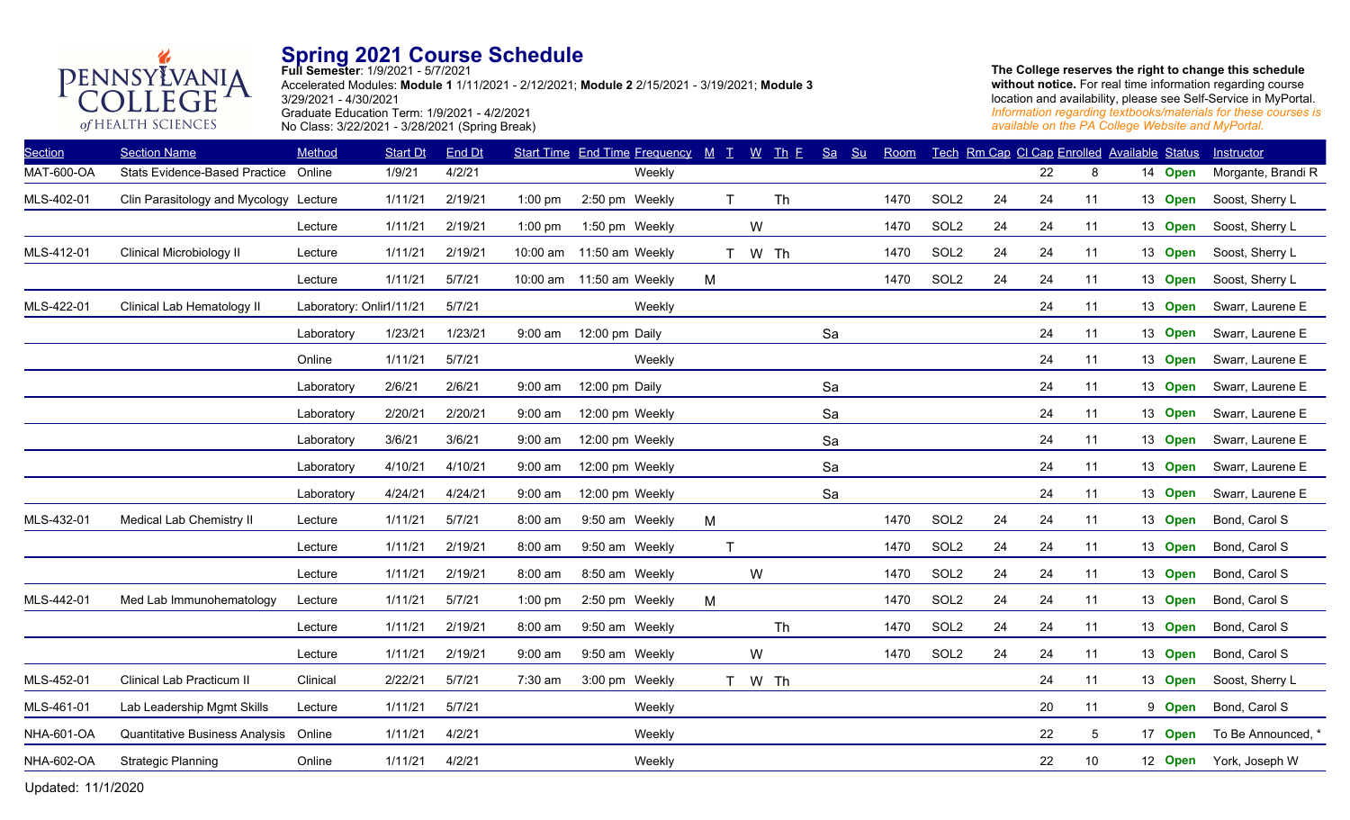PENNSYLVANIA COLLEGE of HEALTH SCIENCES

# Spring 2021 Course Schedule

**Full Semester**: 1/9/2021 - 5/7/2021
Accelerated Modules: **Module 1** 1/11/2021 - 2/12/2021; **Module 2** 2/15/2021 - 3/19/2021; **Module 3** 3/29/2021 - 4/30/2021
Graduate Education Term: 1/9/2021 - 4/2/2021
No Class: 3/22/2021 - 3/28/2021 (Spring Break)

**The College reserves the right to change this schedule without notice.** For real time information regarding course location and availability, please see Self-Service in MyPortal.
*Information regarding textbooks/materials for these courses is available on the PA College Website and MyPortal.*

| Section | Section Name | Method | Start Dt | End Dt | Start Time | End Time | Frequency | M | T | W | Th | F | Sa | Su | Room | Tech | Rm Cap | Cl Cap | Enrolled | Available | Status | Instructor |
|---|---|---|---|---|---|---|---|---|---|---|---|---|---|---|---|---|---|---|---|---|---|---|
| MAT-600-OA | Stats Evidence-Based Practice | Online | 1/9/21 | 4/2/21 | | | Weekly | | | | | | | | | | | 22 | 8 | 14 | Open | Morgante, Brandi R |
| MLS-402-01 | Clin Parasitology and Mycology | Lecture | 1/11/21 | 2/19/21 | 1:00 pm | 2:50 pm | Weekly | | T | | Th | | | | 1470 | SOL2 | 24 | 24 | 11 | 13 | Open | Soost, Sherry L |
| | | Lecture | 1/11/21 | 2/19/21 | 1:00 pm | 1:50 pm | Weekly | | | W | | | | | 1470 | SOL2 | 24 | 24 | 11 | 13 | Open | Soost, Sherry L |
| MLS-412-01 | Clinical Microbiology II | Lecture | 1/11/21 | 2/19/21 | 10:00 am | 11:50 am | Weekly | | T | W | Th | | | | 1470 | SOL2 | 24 | 24 | 11 | 13 | Open | Soost, Sherry L |
| | | Lecture | 1/11/21 | 5/7/21 | 10:00 am | 11:50 am | Weekly | M | | | | | | | 1470 | SOL2 | 24 | 24 | 11 | 13 | Open | Soost, Sherry L |
| MLS-422-01 | Clinical Lab Hematology II | Laboratory: Onlir | 1/11/21 | 5/7/21 | | | Weekly | | | | | | | | | | | 24 | 11 | 13 | Open | Swarr, Laurene E |
| | | Laboratory | 1/23/21 | 1/23/21 | 9:00 am | 12:00 pm | Daily | | | | | | Sa | | | | | 24 | 11 | 13 | Open | Swarr, Laurene E |
| | | Online | 1/11/21 | 5/7/21 | | | Weekly | | | | | | | | | | | 24 | 11 | 13 | Open | Swarr, Laurene E |
| | | Laboratory | 2/6/21 | 2/6/21 | 9:00 am | 12:00 pm | Daily | | | | | | Sa | | | | | 24 | 11 | 13 | Open | Swarr, Laurene E |
| | | Laboratory | 2/20/21 | 2/20/21 | 9:00 am | 12:00 pm | Weekly | | | | | | Sa | | | | | 24 | 11 | 13 | Open | Swarr, Laurene E |
| | | Laboratory | 3/6/21 | 3/6/21 | 9:00 am | 12:00 pm | Weekly | | | | | | Sa | | | | | 24 | 11 | 13 | Open | Swarr, Laurene E |
| | | Laboratory | 4/10/21 | 4/10/21 | 9:00 am | 12:00 pm | Weekly | | | | | | Sa | | | | | 24 | 11 | 13 | Open | Swarr, Laurene E |
| | | Laboratory | 4/24/21 | 4/24/21 | 9:00 am | 12:00 pm | Weekly | | | | | | Sa | | | | | 24 | 11 | 13 | Open | Swarr, Laurene E |
| MLS-432-01 | Medical Lab Chemistry II | Lecture | 1/11/21 | 5/7/21 | 8:00 am | 9:50 am | Weekly | M | | | | | | | 1470 | SOL2 | 24 | 24 | 11 | 13 | Open | Bond, Carol S |
| | | Lecture | 1/11/21 | 2/19/21 | 8:00 am | 9:50 am | Weekly | | T | | | | | | 1470 | SOL2 | 24 | 24 | 11 | 13 | Open | Bond, Carol S |
| | | Lecture | 1/11/21 | 2/19/21 | 8:00 am | 8:50 am | Weekly | | | W | | | | | 1470 | SOL2 | 24 | 24 | 11 | 13 | Open | Bond, Carol S |
| MLS-442-01 | Med Lab Immunohematology | Lecture | 1/11/21 | 5/7/21 | 1:00 pm | 2:50 pm | Weekly | M | | | | | | | 1470 | SOL2 | 24 | 24 | 11 | 13 | Open | Bond, Carol S |
| | | Lecture | 1/11/21 | 2/19/21 | 8:00 am | 9:50 am | Weekly | | | | Th | | | | 1470 | SOL2 | 24 | 24 | 11 | 13 | Open | Bond, Carol S |
| | | Lecture | 1/11/21 | 2/19/21 | 9:00 am | 9:50 am | Weekly | | | W | | | | | 1470 | SOL2 | 24 | 24 | 11 | 13 | Open | Bond, Carol S |
| MLS-452-01 | Clinical Lab Practicum II | Clinical | 2/22/21 | 5/7/21 | 7:30 am | 3:00 pm | Weekly | | T | W | Th | | | | | | | 24 | 11 | 13 | Open | Soost, Sherry L |
| MLS-461-01 | Lab Leadership Mgmt Skills | Lecture | 1/11/21 | 5/7/21 | | | Weekly | | | | | | | | | | | 20 | 11 | 9 | Open | Bond, Carol S |
| NHA-601-OA | Quantitative Business Analysis | Online | 1/11/21 | 4/2/21 | | | Weekly | | | | | | | | | | | 22 | 5 | 17 | Open | To Be Announced, * |
| NHA-602-OA | Strategic Planning | Online | 1/11/21 | 4/2/21 | | | Weekly | | | | | | | | | | | 22 | 10 | 12 | Open | York, Joseph W |

Updated: 11/1/2020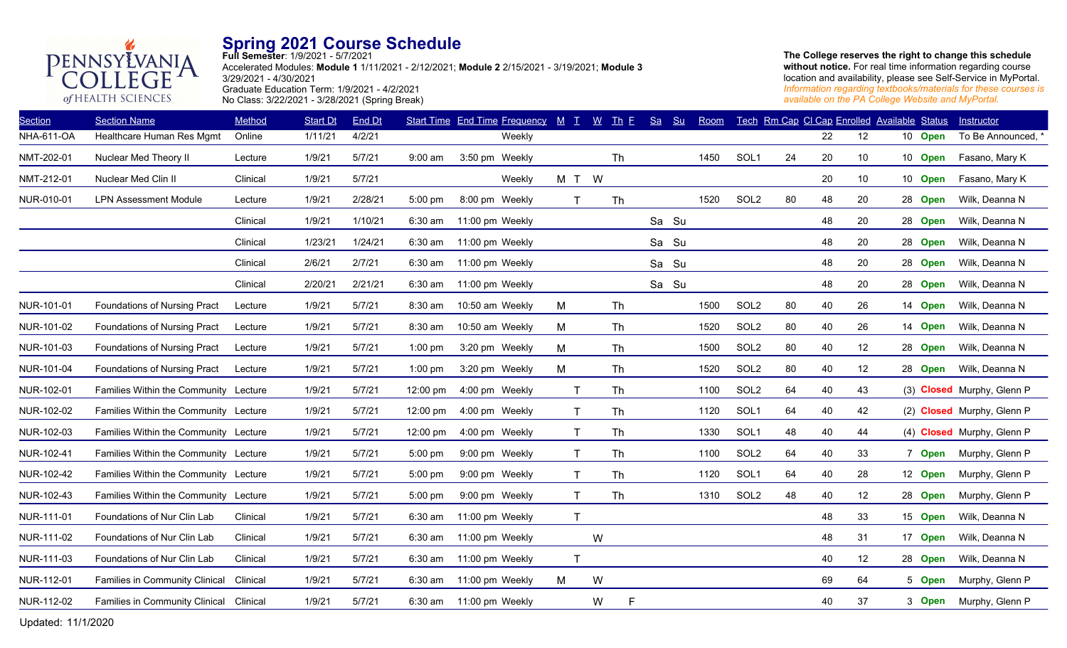# Spring 2021 Course Schedule

**Full Semester**: 1/9/2021 - 5/7/2021
Accelerated Modules: **Module 1** 1/11/2021 - 2/12/2021; **Module 2** 2/15/2021 - 3/19/2021; **Module 3** 3/29/2021 - 4/30/2021
Graduate Education Term: 1/9/2021 - 4/2/2021
No Class: 3/22/2021 - 3/28/2021 (Spring Break)

**The College reserves the right to change this schedule without notice.** For real time information regarding course location and availability, please see Self-Service in MyPortal. *Information regarding textbooks/materials for these courses is available on the PA College Website and MyPortal.*

| Section | Section Name | Method | Start Dt | End Dt | Start Time | End Time | Frequency | M | T | W | Th | F | Sa | Su | Room | Tech | Rm Cap | Cl Cap | Enrolled | Available | Status | Instructor |
|---|---|---|---|---|---|---|---|---|---|---|---|---|---|---|---|---|---|---|---|---|---|---|
| NHA-611-OA | Healthcare Human Res Mgmt | Online | 1/11/21 | 4/2/21 | | | Weekly | | | | | | | | | | | 22 | 12 | 10 | **Open** | To Be Announced, * |
| NMT-202-01 | Nuclear Med Theory II | Lecture | 1/9/21 | 5/7/21 | 9:00 am | 3:50 pm | Weekly | | | | Th | | | | 1450 | SOL1 | 24 | 20 | 10 | 10 | **Open** | Fasano, Mary K |
| NMT-212-01 | Nuclear Med Clin II | Clinical | 1/9/21 | 5/7/21 | | | Weekly | M | T | W | | | | | | | | 20 | 10 | 10 | **Open** | Fasano, Mary K |
| NUR-010-01 | LPN Assessment Module | Lecture | 1/9/21 | 2/28/21 | 5:00 pm | 8:00 pm | Weekly | | T | | Th | | | | 1520 | SOL2 | 80 | 48 | 20 | 28 | **Open** | Wilk, Deanna N |
| | | Clinical | 1/9/21 | 1/10/21 | 6:30 am | 11:00 pm | Weekly | | | | | | Sa | Su | | | | 48 | 20 | 28 | **Open** | Wilk, Deanna N |
| | | Clinical | 1/23/21 | 1/24/21 | 6:30 am | 11:00 pm | Weekly | | | | | | Sa | Su | | | | 48 | 20 | 28 | **Open** | Wilk, Deanna N |
| | | Clinical | 2/6/21 | 2/7/21 | 6:30 am | 11:00 pm | Weekly | | | | | | Sa | Su | | | | 48 | 20 | 28 | **Open** | Wilk, Deanna N |
| | | Clinical | 2/20/21 | 2/21/21 | 6:30 am | 11:00 pm | Weekly | | | | | | Sa | Su | | | | 48 | 20 | 28 | **Open** | Wilk, Deanna N |
| NUR-101-01 | Foundations of Nursing Pract | Lecture | 1/9/21 | 5/7/21 | 8:30 am | 10:50 am | Weekly | M | | | Th | | | | 1500 | SOL2 | 80 | 40 | 26 | 14 | **Open** | Wilk, Deanna N |
| NUR-101-02 | Foundations of Nursing Pract | Lecture | 1/9/21 | 5/7/21 | 8:30 am | 10:50 am | Weekly | M | | | Th | | | | 1520 | SOL2 | 80 | 40 | 26 | 14 | **Open** | Wilk, Deanna N |
| NUR-101-03 | Foundations of Nursing Pract | Lecture | 1/9/21 | 5/7/21 | 1:00 pm | 3:20 pm | Weekly | M | | | Th | | | | 1500 | SOL2 | 80 | 40 | 12 | 28 | **Open** | Wilk, Deanna N |
| NUR-101-04 | Foundations of Nursing Pract | Lecture | 1/9/21 | 5/7/21 | 1:00 pm | 3:20 pm | Weekly | M | | | Th | | | | 1520 | SOL2 | 80 | 40 | 12 | 28 | **Open** | Wilk, Deanna N |
| NUR-102-01 | Families Within the Community | Lecture | 1/9/21 | 5/7/21 | 12:00 pm | 4:00 pm | Weekly | | T | | Th | | | | 1100 | SOL2 | 64 | 40 | 43 | (3) | **Closed** | Murphy, Glenn P |
| NUR-102-02 | Families Within the Community | Lecture | 1/9/21 | 5/7/21 | 12:00 pm | 4:00 pm | Weekly | | T | | Th | | | | 1120 | SOL1 | 64 | 40 | 42 | (2) | **Closed** | Murphy, Glenn P |
| NUR-102-03 | Families Within the Community | Lecture | 1/9/21 | 5/7/21 | 12:00 pm | 4:00 pm | Weekly | | T | | Th | | | | 1330 | SOL1 | 48 | 40 | 44 | (4) | **Closed** | Murphy, Glenn P |
| NUR-102-41 | Families Within the Community | Lecture | 1/9/21 | 5/7/21 | 5:00 pm | 9:00 pm | Weekly | | T | | Th | | | | 1100 | SOL2 | 64 | 40 | 33 | 7 | **Open** | Murphy, Glenn P |
| NUR-102-42 | Families Within the Community | Lecture | 1/9/21 | 5/7/21 | 5:00 pm | 9:00 pm | Weekly | | T | | Th | | | | 1120 | SOL1 | 64 | 40 | 28 | 12 | **Open** | Murphy, Glenn P |
| NUR-102-43 | Families Within the Community | Lecture | 1/9/21 | 5/7/21 | 5:00 pm | 9:00 pm | Weekly | | T | | Th | | | | 1310 | SOL2 | 48 | 40 | 12 | 28 | **Open** | Murphy, Glenn P |
| NUR-111-01 | Foundations of Nur Clin Lab | Clinical | 1/9/21 | 5/7/21 | 6:30 am | 11:00 pm | Weekly | | T | | | | | | | | | 48 | 33 | 15 | **Open** | Wilk, Deanna N |
| NUR-111-02 | Foundations of Nur Clin Lab | Clinical | 1/9/21 | 5/7/21 | 6:30 am | 11:00 pm | Weekly | | | W | | | | | | | | 48 | 31 | 17 | **Open** | Wilk, Deanna N |
| NUR-111-03 | Foundations of Nur Clin Lab | Clinical | 1/9/21 | 5/7/21 | 6:30 am | 11:00 pm | Weekly | | T | | | | | | | | | 40 | 12 | 28 | **Open** | Wilk, Deanna N |
| NUR-112-01 | Families in Community Clinical | Clinical | 1/9/21 | 5/7/21 | 6:30 am | 11:00 pm | Weekly | M | | W | | | | | | | | 69 | 64 | 5 | **Open** | Murphy, Glenn P |
| NUR-112-02 | Families in Community Clinical | Clinical | 1/9/21 | 5/7/21 | 6:30 am | 11:00 pm | Weekly | | | W | | F | | | | | | 40 | 37 | 3 | **Open** | Murphy, Glenn P |

Updated: 11/1/2020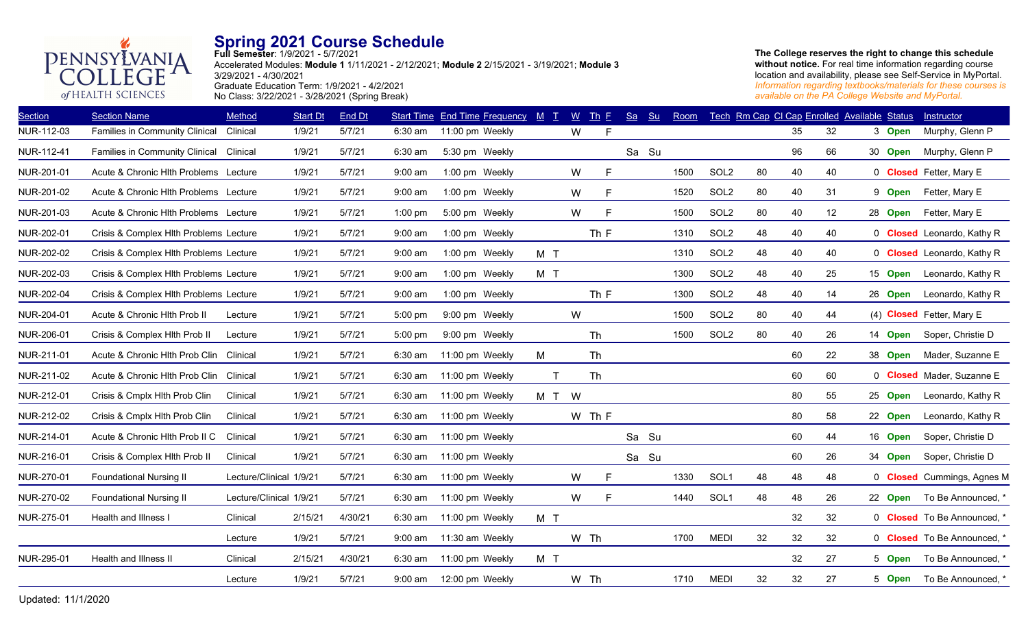# Spring 2021 Course Schedule

**Full Semester**: 1/9/2021 - 5/7/2021
Accelerated Modules: **Module 1** 1/11/2021 - 2/12/2021; **Module 2** 2/15/2021 - 3/19/2021; **Module 3** 3/29/2021 - 4/30/2021
Graduate Education Term: 1/9/2021 - 4/2/2021
No Class: 3/22/2021 - 3/28/2021 (Spring Break)

**The College reserves the right to change this schedule without notice.** For real time information regarding course location and availability, please see Self-Service in MyPortal. *Information regarding textbooks/materials for these courses is available on the PA College Website and MyPortal.*

| Section | Section Name | Method | Start Dt | End Dt | Start Time | End Time | Frequency | M | T | W | Th | F | Sa | Su | Room | Tech | Rm Cap | Cl Cap | Enrolled | Available | Status | Instructor |
|---|---|---|---|---|---|---|---|---|---|---|---|---|---|---|---|---|---|---|---|---|---|---|
| NUR-112-03 | Families in Community Clinical | Clinical | 1/9/21 | 5/7/21 | 6:30 am | 11:00 pm | Weekly | | | W | | F | | | | | | 35 | 32 | 3 | **Open** | Murphy, Glenn P |
| NUR-112-41 | Families in Community Clinical | Clinical | 1/9/21 | 5/7/21 | 6:30 am | 5:30 pm | Weekly | | | | | | Sa | Su | | | | 96 | 66 | 30 | **Open** | Murphy, Glenn P |
| NUR-201-01 | Acute & Chronic Hlth Problems | Lecture | 1/9/21 | 5/7/21 | 9:00 am | 1:00 pm | Weekly | | | W | | F | | | 1500 | SOL2 | 80 | 40 | 40 | 0 | **Closed** | Fetter, Mary E |
| NUR-201-02 | Acute & Chronic Hlth Problems | Lecture | 1/9/21 | 5/7/21 | 9:00 am | 1:00 pm | Weekly | | | W | | F | | | 1520 | SOL2 | 80 | 40 | 31 | 9 | **Open** | Fetter, Mary E |
| NUR-201-03 | Acute & Chronic Hlth Problems | Lecture | 1/9/21 | 5/7/21 | 1:00 pm | 5:00 pm | Weekly | | | W | | F | | | 1500 | SOL2 | 80 | 40 | 12 | 28 | **Open** | Fetter, Mary E |
| NUR-202-01 | Crisis & Complex Hlth Problems | Lecture | 1/9/21 | 5/7/21 | 9:00 am | 1:00 pm | Weekly | | | | Th | F | | | 1310 | SOL2 | 48 | 40 | 40 | 0 | **Closed** | Leonardo, Kathy R |
| NUR-202-02 | Crisis & Complex Hlth Problems | Lecture | 1/9/21 | 5/7/21 | 9:00 am | 1:00 pm | Weekly | M | T | | | | | | 1310 | SOL2 | 48 | 40 | 40 | 0 | **Closed** | Leonardo, Kathy R |
| NUR-202-03 | Crisis & Complex Hlth Problems | Lecture | 1/9/21 | 5/7/21 | 9:00 am | 1:00 pm | Weekly | M | T | | | | | | 1300 | SOL2 | 48 | 40 | 25 | 15 | **Open** | Leonardo, Kathy R |
| NUR-202-04 | Crisis & Complex Hlth Problems | Lecture | 1/9/21 | 5/7/21 | 9:00 am | 1:00 pm | Weekly | | | | Th | F | | | 1300 | SOL2 | 48 | 40 | 14 | 26 | **Open** | Leonardo, Kathy R |
| NUR-204-01 | Acute & Chronic Hlth Prob II | Lecture | 1/9/21 | 5/7/21 | 5:00 pm | 9:00 pm | Weekly | | | W | | | | | 1500 | SOL2 | 80 | 40 | 44 | (4) | **Closed** | Fetter, Mary E |
| NUR-206-01 | Crisis & Complex Hlth Prob II | Lecture | 1/9/21 | 5/7/21 | 5:00 pm | 9:00 pm | Weekly | | | | Th | | | | 1500 | SOL2 | 80 | 40 | 26 | 14 | **Open** | Soper, Christie D |
| NUR-211-01 | Acute & Chronic Hlth Prob Clin | Clinical | 1/9/21 | 5/7/21 | 6:30 am | 11:00 pm | Weekly | M | | | Th | | | | | | | 60 | 22 | 38 | **Open** | Mader, Suzanne E |
| NUR-211-02 | Acute & Chronic Hlth Prob Clin | Clinical | 1/9/21 | 5/7/21 | 6:30 am | 11:00 pm | Weekly | | T | | Th | | | | | | | 60 | 60 | 0 | **Closed** | Mader, Suzanne E |
| NUR-212-01 | Crisis & Cmplx Hlth Prob Clin | Clinical | 1/9/21 | 5/7/21 | 6:30 am | 11:00 pm | Weekly | M | T | W | | | | | | | | 80 | 55 | 25 | **Open** | Leonardo, Kathy R |
| NUR-212-02 | Crisis & Cmplx Hlth Prob Clin | Clinical | 1/9/21 | 5/7/21 | 6:30 am | 11:00 pm | Weekly | | | W | Th | F | | | | | | 80 | 58 | 22 | **Open** | Leonardo, Kathy R |
| NUR-214-01 | Acute & Chronic Hlth Prob II C | Clinical | 1/9/21 | 5/7/21 | 6:30 am | 11:00 pm | Weekly | | | | | | Sa | Su | | | | 60 | 44 | 16 | **Open** | Soper, Christie D |
| NUR-216-01 | Crisis & Complex Hlth Prob II | Clinical | 1/9/21 | 5/7/21 | 6:30 am | 11:00 pm | Weekly | | | | | | Sa | Su | | | | 60 | 26 | 34 | **Open** | Soper, Christie D |
| NUR-270-01 | Foundational Nursing II | Lecture/Clinical | 1/9/21 | 5/7/21 | 6:30 am | 11:00 pm | Weekly | | | W | | F | | | 1330 | SOL1 | 48 | 48 | 48 | 0 | **Closed** | Cummings, Agnes M |
| NUR-270-02 | Foundational Nursing II | Lecture/Clinical | 1/9/21 | 5/7/21 | 6:30 am | 11:00 pm | Weekly | | | W | | F | | | 1440 | SOL1 | 48 | 48 | 26 | 22 | **Open** | To Be Announced, * |
| NUR-275-01 | Health and Illness I | Clinical | 2/15/21 | 4/30/21 | 6:30 am | 11:00 pm | Weekly | M | T | | | | | | | | | 32 | 32 | 0 | **Closed** | To Be Announced, * |
| | | Lecture | 1/9/21 | 5/7/21 | 9:00 am | 11:30 am | Weekly | | | W | Th | | | | 1700 | MEDI | 32 | 32 | 32 | 0 | **Closed** | To Be Announced, * |
| NUR-295-01 | Health and Illness II | Clinical | 2/15/21 | 4/30/21 | 6:30 am | 11:00 pm | Weekly | M | T | | | | | | | | | 32 | 27 | 5 | **Open** | To Be Announced, * |
| | | Lecture | 1/9/21 | 5/7/21 | 9:00 am | 12:00 pm | Weekly | | | W | Th | | | | 1710 | MEDI | 32 | 32 | 27 | 5 | **Open** | To Be Announced, * |

Updated: 11/1/2020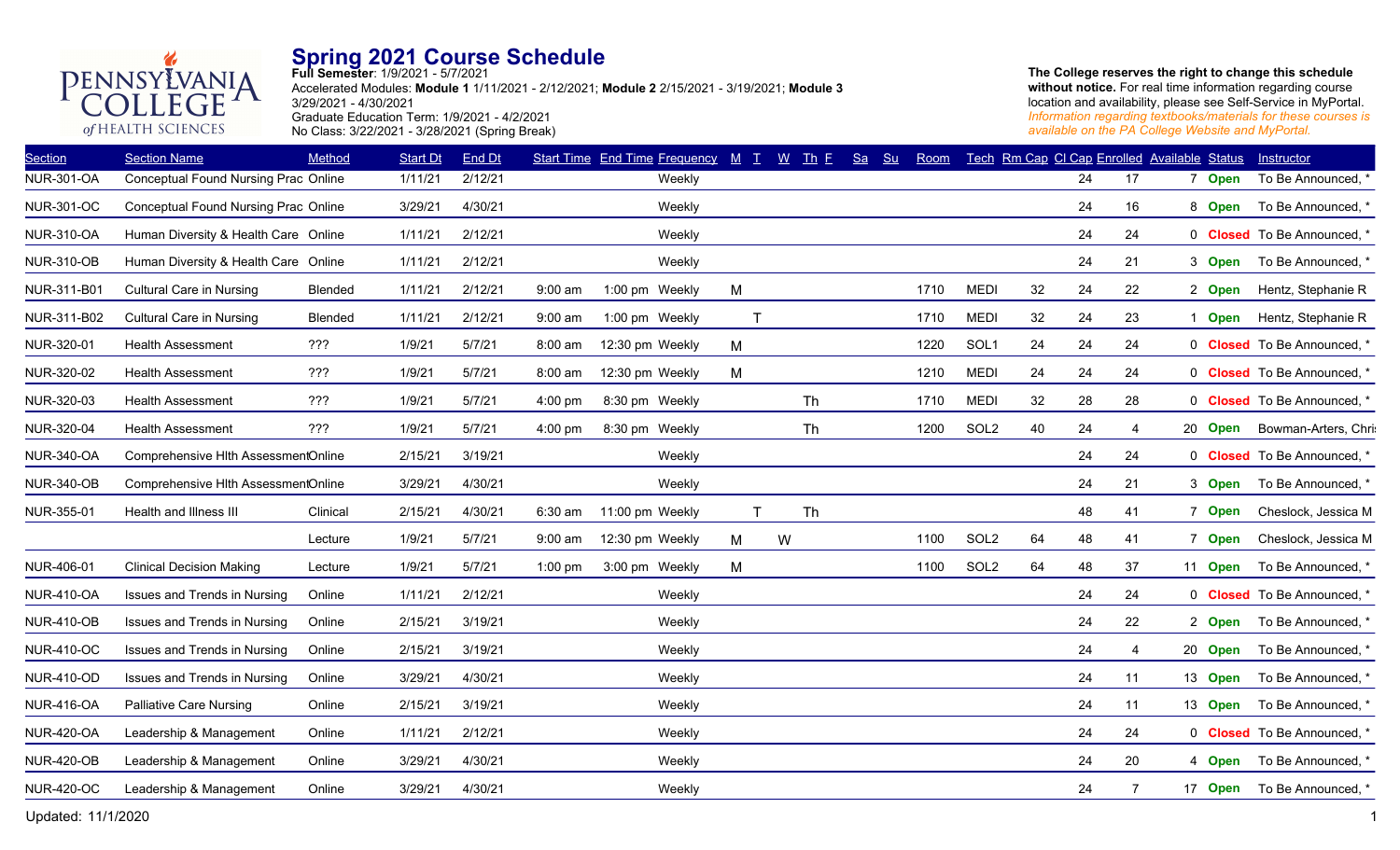# Spring 2021 Course Schedule

**Full Semester**: 1/9/2021 - 5/7/2021
Accelerated Modules: **Module 1** 1/11/2021 - 2/12/2021; **Module 2** 2/15/2021 - 3/19/2021; **Module 3** 3/29/2021 - 4/30/2021
Graduate Education Term: 1/9/2021 - 4/2/2021
No Class: 3/22/2021 - 3/28/2021 (Spring Break)

**The College reserves the right to change this schedule without notice.** For real time information regarding course location and availability, please see Self-Service in MyPortal. *Information regarding textbooks/materials for these courses is available on the PA College Website and MyPortal.*

| Section | Section Name | Method | Start Dt | End Dt | Start Time | End Time | Frequency | M | T | W | Th | F | Sa | Su | Room | Tech | Rm Cap | Cl Cap | Enrolled | Available | Status | Instructor |
|---|---|---|---|---|---|---|---|---|---|---|---|---|---|---|---|---|---|---|---|---|---|---|
| NUR-301-OA | Conceptual Found Nursing Prac | Online | 1/11/21 | 2/12/21 | | | Weekly | | | | | | | | | | | 24 | 17 | 7 | Open | To Be Announced, * |
| NUR-301-OC | Conceptual Found Nursing Prac | Online | 3/29/21 | 4/30/21 | | | Weekly | | | | | | | | | | | 24 | 16 | 8 | Open | To Be Announced, * |
| NUR-310-OA | Human Diversity & Health Care | Online | 1/11/21 | 2/12/21 | | | Weekly | | | | | | | | | | | 24 | 24 | 0 | Closed | To Be Announced, * |
| NUR-310-OB | Human Diversity & Health Care | Online | 1/11/21 | 2/12/21 | | | Weekly | | | | | | | | | | | 24 | 21 | 3 | Open | To Be Announced, * |
| NUR-311-B01 | Cultural Care in Nursing | Blended | 1/11/21 | 2/12/21 | 9:00 am | 1:00 pm | Weekly | M | | | | | | | 1710 | MEDI | 32 | 24 | 22 | 2 | Open | Hentz, Stephanie R |
| NUR-311-B02 | Cultural Care in Nursing | Blended | 1/11/21 | 2/12/21 | 9:00 am | 1:00 pm | Weekly | | T | | | | | | 1710 | MEDI | 32 | 24 | 23 | 1 | Open | Hentz, Stephanie R |
| NUR-320-01 | Health Assessment | ??? | 1/9/21 | 5/7/21 | 8:00 am | 12:30 pm | Weekly | M | | | | | | | 1220 | SOL1 | 24 | 24 | 24 | 0 | Closed | To Be Announced, * |
| NUR-320-02 | Health Assessment | ??? | 1/9/21 | 5/7/21 | 8:00 am | 12:30 pm | Weekly | M | | | | | | | 1210 | MEDI | 24 | 24 | 24 | 0 | Closed | To Be Announced, * |
| NUR-320-03 | Health Assessment | ??? | 1/9/21 | 5/7/21 | 4:00 pm | 8:30 pm | Weekly | | | | Th | | | | 1710 | MEDI | 32 | 28 | 28 | 0 | Closed | To Be Announced, * |
| NUR-320-04 | Health Assessment | ??? | 1/9/21 | 5/7/21 | 4:00 pm | 8:30 pm | Weekly | | | | Th | | | | 1200 | SOL2 | 40 | 24 | 4 | 20 | Open | Bowman-Arters, Chri |
| NUR-340-OA | Comprehensive Hlth Assessment | Online | 2/15/21 | 3/19/21 | | | Weekly | | | | | | | | | | | 24 | 24 | 0 | Closed | To Be Announced, * |
| NUR-340-OB | Comprehensive Hlth Assessment | Online | 3/29/21 | 4/30/21 | | | Weekly | | | | | | | | | | | 24 | 21 | 3 | Open | To Be Announced, * |
| NUR-355-01 | Health and Illness III | Clinical | 2/15/21 | 4/30/21 | 6:30 am | 11:00 pm | Weekly | | T | | Th | | | | | | | 48 | 41 | 7 | Open | Cheslock, Jessica M |
| | | Lecture | 1/9/21 | 5/7/21 | 9:00 am | 12:30 pm | Weekly | M | | W | | | | | 1100 | SOL2 | 64 | 48 | 41 | 7 | Open | Cheslock, Jessica M |
| NUR-406-01 | Clinical Decision Making | Lecture | 1/9/21 | 5/7/21 | 1:00 pm | 3:00 pm | Weekly | M | | | | | | | 1100 | SOL2 | 64 | 48 | 37 | 11 | Open | To Be Announced, * |
| NUR-410-OA | Issues and Trends in Nursing | Online | 1/11/21 | 2/12/21 | | | Weekly | | | | | | | | | | | 24 | 24 | 0 | Closed | To Be Announced, * |
| NUR-410-OB | Issues and Trends in Nursing | Online | 2/15/21 | 3/19/21 | | | Weekly | | | | | | | | | | | 24 | 22 | 2 | Open | To Be Announced, * |
| NUR-410-OC | Issues and Trends in Nursing | Online | 2/15/21 | 3/19/21 | | | Weekly | | | | | | | | | | | 24 | 4 | 20 | Open | To Be Announced, * |
| NUR-410-OD | Issues and Trends in Nursing | Online | 3/29/21 | 4/30/21 | | | Weekly | | | | | | | | | | | 24 | 11 | 13 | Open | To Be Announced, * |
| NUR-416-OA | Palliative Care Nursing | Online | 2/15/21 | 3/19/21 | | | Weekly | | | | | | | | | | | 24 | 11 | 13 | Open | To Be Announced, * |
| NUR-420-OA | Leadership & Management | Online | 1/11/21 | 2/12/21 | | | Weekly | | | | | | | | | | | 24 | 24 | 0 | Closed | To Be Announced, * |
| NUR-420-OB | Leadership & Management | Online | 3/29/21 | 4/30/21 | | | Weekly | | | | | | | | | | | 24 | 20 | 4 | Open | To Be Announced, * |
| NUR-420-OC | Leadership & Management | Online | 3/29/21 | 4/30/21 | | | Weekly | | | | | | | | | | | 24 | 7 | 17 | Open | To Be Announced, * |

Updated: 11/1/2020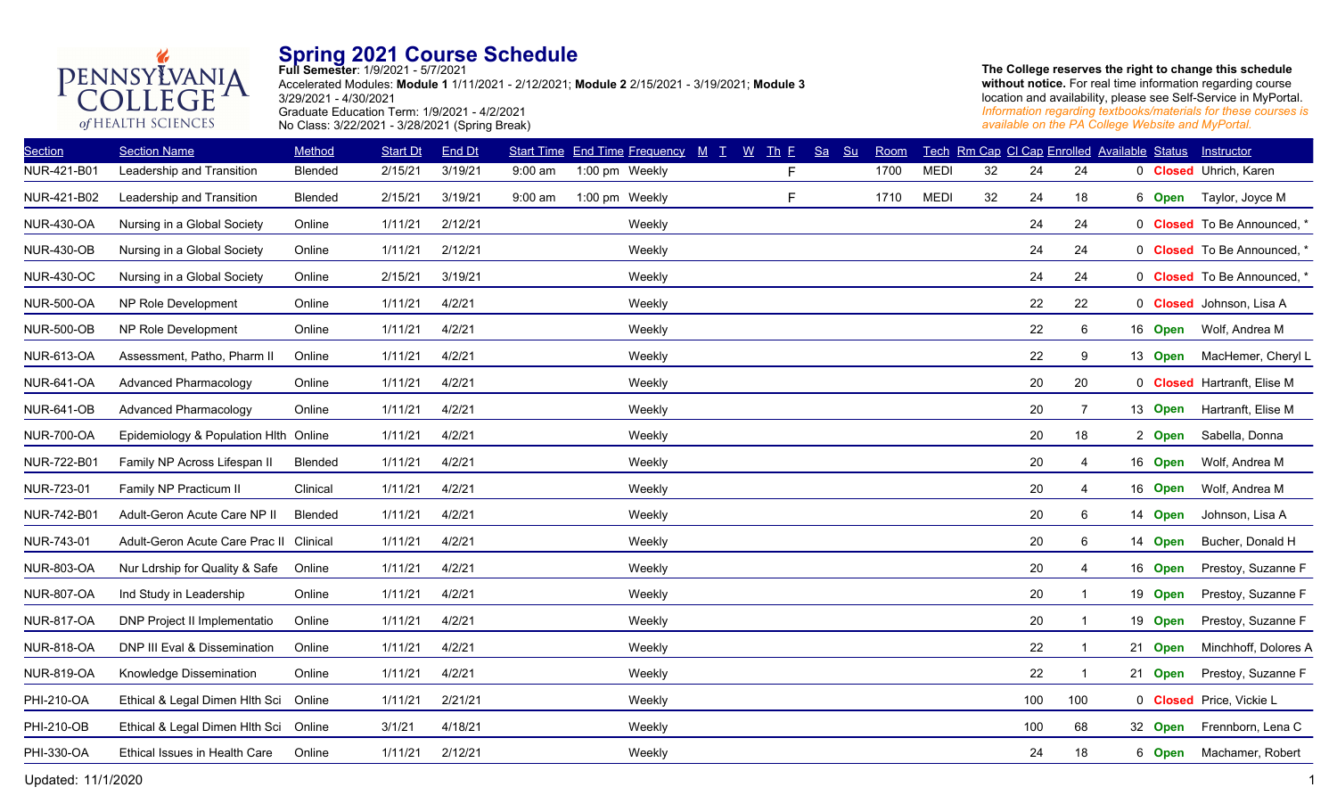PENNSYLVANIA COLLEGE of HEALTH SCIENCES

# Spring 2021 Course Schedule

**Full Semester**: 1/9/2021 - 5/7/2021
Accelerated Modules: **Module 1** 1/11/2021 - 2/12/2021; **Module 2** 2/15/2021 - 3/19/2021; **Module 3** 3/29/2021 - 4/30/2021
Graduate Education Term: 1/9/2021 - 4/2/2021
No Class: 3/22/2021 - 3/28/2021 (Spring Break)

**The College reserves the right to change this schedule without notice.** For real time information regarding course location and availability, please see Self-Service in MyPortal.
*Information regarding textbooks/materials for these courses is available on the PA College Website and MyPortal.*

| Section | Section Name | Method | Start Dt | End Dt | Start Time | End Time | Frequency | M | T | W | Th | F | Sa | Su | Room | Tech | Rm Cap | Cl Cap | Enrolled | Available | Status | Instructor |
|---|---|---|---|---|---|---|---|---|---|---|---|---|---|---|---|---|---|---|---|---|---|---|
| NUR-421-B01 | Leadership and Transition | Blended | 2/15/21 | 3/19/21 | 9:00 am | 1:00 pm | Weekly | | | | | F | | | 1700 | MEDI | 32 | 24 | 24 | 0 | **Closed** | Uhrich, Karen |
| NUR-421-B02 | Leadership and Transition | Blended | 2/15/21 | 3/19/21 | 9:00 am | 1:00 pm | Weekly | | | | | F | | | 1710 | MEDI | 32 | 24 | 18 | 6 | **Open** | Taylor, Joyce M |
| NUR-430-OA | Nursing in a Global Society | Online | 1/11/21 | 2/12/21 | | | Weekly | | | | | | | | | | | 24 | 24 | 0 | **Closed** | To Be Announced, * |
| NUR-430-OB | Nursing in a Global Society | Online | 1/11/21 | 2/12/21 | | | Weekly | | | | | | | | | | | 24 | 24 | 0 | **Closed** | To Be Announced, * |
| NUR-430-OC | Nursing in a Global Society | Online | 2/15/21 | 3/19/21 | | | Weekly | | | | | | | | | | | 24 | 24 | 0 | **Closed** | To Be Announced, * |
| NUR-500-OA | NP Role Development | Online | 1/11/21 | 4/2/21 | | | Weekly | | | | | | | | | | | 22 | 22 | 0 | **Closed** | Johnson, Lisa A |
| NUR-500-OB | NP Role Development | Online | 1/11/21 | 4/2/21 | | | Weekly | | | | | | | | | | | 22 | 6 | 16 | **Open** | Wolf, Andrea M |
| NUR-613-OA | Assessment, Patho, Pharm II | Online | 1/11/21 | 4/2/21 | | | Weekly | | | | | | | | | | | 22 | 9 | 13 | **Open** | MacHemer, Cheryl L |
| NUR-641-OA | Advanced Pharmacology | Online | 1/11/21 | 4/2/21 | | | Weekly | | | | | | | | | | | 20 | 20 | 0 | **Closed** | Hartranft, Elise M |
| NUR-641-OB | Advanced Pharmacology | Online | 1/11/21 | 4/2/21 | | | Weekly | | | | | | | | | | | 20 | 7 | 13 | **Open** | Hartranft, Elise M |
| NUR-700-OA | Epidemiology & Population Hlth | Online | 1/11/21 | 4/2/21 | | | Weekly | | | | | | | | | | | 20 | 18 | 2 | **Open** | Sabella, Donna |
| NUR-722-B01 | Family NP Across Lifespan II | Blended | 1/11/21 | 4/2/21 | | | Weekly | | | | | | | | | | | 20 | 4 | 16 | **Open** | Wolf, Andrea M |
| NUR-723-01 | Family NP Practicum II | Clinical | 1/11/21 | 4/2/21 | | | Weekly | | | | | | | | | | | 20 | 4 | 16 | **Open** | Wolf, Andrea M |
| NUR-742-B01 | Adult-Geron Acute Care NP II | Blended | 1/11/21 | 4/2/21 | | | Weekly | | | | | | | | | | | 20 | 6 | 14 | **Open** | Johnson, Lisa A |
| NUR-743-01 | Adult-Geron Acute Care Prac II | Clinical | 1/11/21 | 4/2/21 | | | Weekly | | | | | | | | | | | 20 | 6 | 14 | **Open** | Bucher, Donald H |
| NUR-803-OA | Nur Ldrship for Quality & Safe | Online | 1/11/21 | 4/2/21 | | | Weekly | | | | | | | | | | | 20 | 4 | 16 | **Open** | Prestoy, Suzanne F |
| NUR-807-OA | Ind Study in Leadership | Online | 1/11/21 | 4/2/21 | | | Weekly | | | | | | | | | | | 20 | 1 | 19 | **Open** | Prestoy, Suzanne F |
| NUR-817-OA | DNP Project II Implementatio | Online | 1/11/21 | 4/2/21 | | | Weekly | | | | | | | | | | | 20 | 1 | 19 | **Open** | Prestoy, Suzanne F |
| NUR-818-OA | DNP III Eval & Dissemination | Online | 1/11/21 | 4/2/21 | | | Weekly | | | | | | | | | | | 22 | 1 | 21 | **Open** | Minchhoff, Dolores A |
| NUR-819-OA | Knowledge Dissemination | Online | 1/11/21 | 4/2/21 | | | Weekly | | | | | | | | | | | 22 | 1 | 21 | **Open** | Prestoy, Suzanne F |
| PHI-210-OA | Ethical & Legal Dimen Hlth Sci | Online | 1/11/21 | 2/21/21 | | | Weekly | | | | | | | | | | | 100 | 100 | 0 | **Closed** | Price, Vickie L |
| PHI-210-OB | Ethical & Legal Dimen Hlth Sci | Online | 3/1/21 | 4/18/21 | | | Weekly | | | | | | | | | | | 100 | 68 | 32 | **Open** | Frennborn, Lena C |
| PHI-330-OA | Ethical Issues in Health Care | Online | 1/11/21 | 2/12/21 | | | Weekly | | | | | | | | | | | 24 | 18 | 6 | **Open** | Machamer, Robert |

Updated: 11/1/2020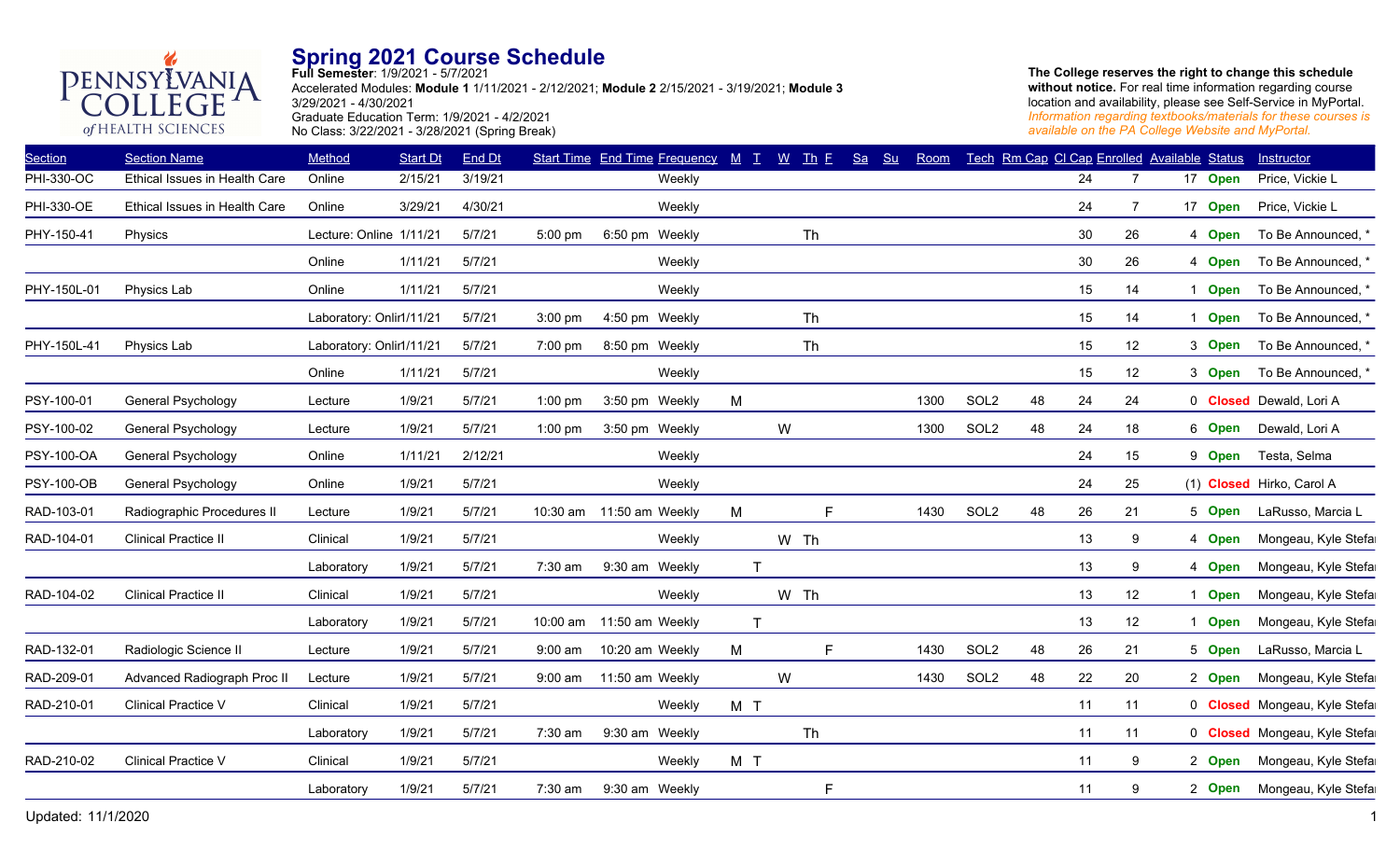# Spring 2021 Course Schedule

**Full Semester**: 1/9/2021 - 5/7/2021
Accelerated Modules: **Module 1** 1/11/2021 - 2/12/2021; **Module 2** 2/15/2021 - 3/19/2021; **Module 3** 3/29/2021 - 4/30/2021
Graduate Education Term: 1/9/2021 - 4/2/2021
No Class: 3/22/2021 - 3/28/2021 (Spring Break)

**The College reserves the right to change this schedule without notice.** For real time information regarding course location and availability, please see Self-Service in MyPortal.
*Information regarding textbooks/materials for these courses is available on the PA College Website and MyPortal.*

| Section | Section Name | Method | Start Dt | End Dt | Start Time | End Time | Frequency | M | T | W | Th | F | Sa | Su | Room | Tech | Rm Cap | Cl Cap | Enrolled | Available | Status | Instructor |
|---|---|---|---|---|---|---|---|---|---|---|---|---|---|---|---|---|---|---|---|---|---|---|
| PHI-330-OC | Ethical Issues in Health Care | Online | 2/15/21 | 3/19/21 | | | Weekly | | | | | | | | | | | 24 | 7 | 17 | Open | Price, Vickie L |
| PHI-330-OE | Ethical Issues in Health Care | Online | 3/29/21 | 4/30/21 | | | Weekly | | | | | | | | | | | 24 | 7 | 17 | Open | Price, Vickie L |
| PHY-150-41 | Physics | Lecture: Online | 1/11/21 | 5/7/21 | 5:00 pm | 6:50 pm | Weekly | | | | Th | | | | | | | 30 | 26 | 4 | Open | To Be Announced, * |
| | | Online | 1/11/21 | 5/7/21 | | | Weekly | | | | | | | | | | | 30 | 26 | 4 | Open | To Be Announced, * |
| PHY-150L-01 | Physics Lab | Online | 1/11/21 | 5/7/21 | | | Weekly | | | | | | | | | | | 15 | 14 | 1 | Open | To Be Announced, * |
| | | Laboratory: Onlir | 1/11/21 | 5/7/21 | 3:00 pm | 4:50 pm | Weekly | | | | Th | | | | | | | 15 | 14 | 1 | Open | To Be Announced, * |
| PHY-150L-41 | Physics Lab | Laboratory: Onlir | 1/11/21 | 5/7/21 | 7:00 pm | 8:50 pm | Weekly | | | | Th | | | | | | | 15 | 12 | 3 | Open | To Be Announced, * |
| | | Online | 1/11/21 | 5/7/21 | | | Weekly | | | | | | | | | | | 15 | 12 | 3 | Open | To Be Announced, * |
| PSY-100-01 | General Psychology | Lecture | 1/9/21 | 5/7/21 | 1:00 pm | 3:50 pm | Weekly | M | | | | | | | 1300 | SOL2 | 48 | 24 | 24 | 0 | Closed | Dewald, Lori A |
| PSY-100-02 | General Psychology | Lecture | 1/9/21 | 5/7/21 | 1:00 pm | 3:50 pm | Weekly | | | W | | | | | 1300 | SOL2 | 48 | 24 | 18 | 6 | Open | Dewald, Lori A |
| PSY-100-OA | General Psychology | Online | 1/11/21 | 2/12/21 | | | Weekly | | | | | | | | | | | 24 | 15 | 9 | Open | Testa, Selma |
| PSY-100-OB | General Psychology | Online | 1/9/21 | 5/7/21 | | | Weekly | | | | | | | | | | | 24 | 25 | (1) | Closed | Hirko, Carol A |
| RAD-103-01 | Radiographic Procedures II | Lecture | 1/9/21 | 5/7/21 | 10:30 am | 11:50 am | Weekly | M | | | | F | | | 1430 | SOL2 | 48 | 26 | 21 | 5 | Open | LaRusso, Marcia L |
| RAD-104-01 | Clinical Practice II | Clinical | 1/9/21 | 5/7/21 | | | Weekly | | | W | Th | | | | | | | 13 | 9 | 4 | Open | Mongeau, Kyle Stefa |
| | | Laboratory | 1/9/21 | 5/7/21 | 7:30 am | 9:30 am | Weekly | | T | | | | | | | | | 13 | 9 | 4 | Open | Mongeau, Kyle Stefa |
| RAD-104-02 | Clinical Practice II | Clinical | 1/9/21 | 5/7/21 | | | Weekly | | | W | Th | | | | | | | 13 | 12 | 1 | Open | Mongeau, Kyle Stefa |
| | | Laboratory | 1/9/21 | 5/7/21 | 10:00 am | 11:50 am | Weekly | | T | | | | | | | | | 13 | 12 | 1 | Open | Mongeau, Kyle Stefa |
| RAD-132-01 | Radiologic Science II | Lecture | 1/9/21 | 5/7/21 | 9:00 am | 10:20 am | Weekly | M | | | | F | | | 1430 | SOL2 | 48 | 26 | 21 | 5 | Open | LaRusso, Marcia L |
| RAD-209-01 | Advanced Radiograph Proc II | Lecture | 1/9/21 | 5/7/21 | 9:00 am | 11:50 am | Weekly | | | W | | | | | 1430 | SOL2 | 48 | 22 | 20 | 2 | Open | Mongeau, Kyle Stefa |
| RAD-210-01 | Clinical Practice V | Clinical | 1/9/21 | 5/7/21 | | | Weekly | M | T | | | | | | | | | 11 | 11 | 0 | Closed | Mongeau, Kyle Stefa |
| | | Laboratory | 1/9/21 | 5/7/21 | 7:30 am | 9:30 am | Weekly | | | | Th | | | | | | | 11 | 11 | 0 | Closed | Mongeau, Kyle Stefa |
| RAD-210-02 | Clinical Practice V | Clinical | 1/9/21 | 5/7/21 | | | Weekly | M | T | | | | | | | | | 11 | 9 | 2 | Open | Mongeau, Kyle Stefa |
| | | Laboratory | 1/9/21 | 5/7/21 | 7:30 am | 9:30 am | Weekly | | | | | F | | | | | | 11 | 9 | 2 | Open | Mongeau, Kyle Stefa |

Updated: 11/1/2020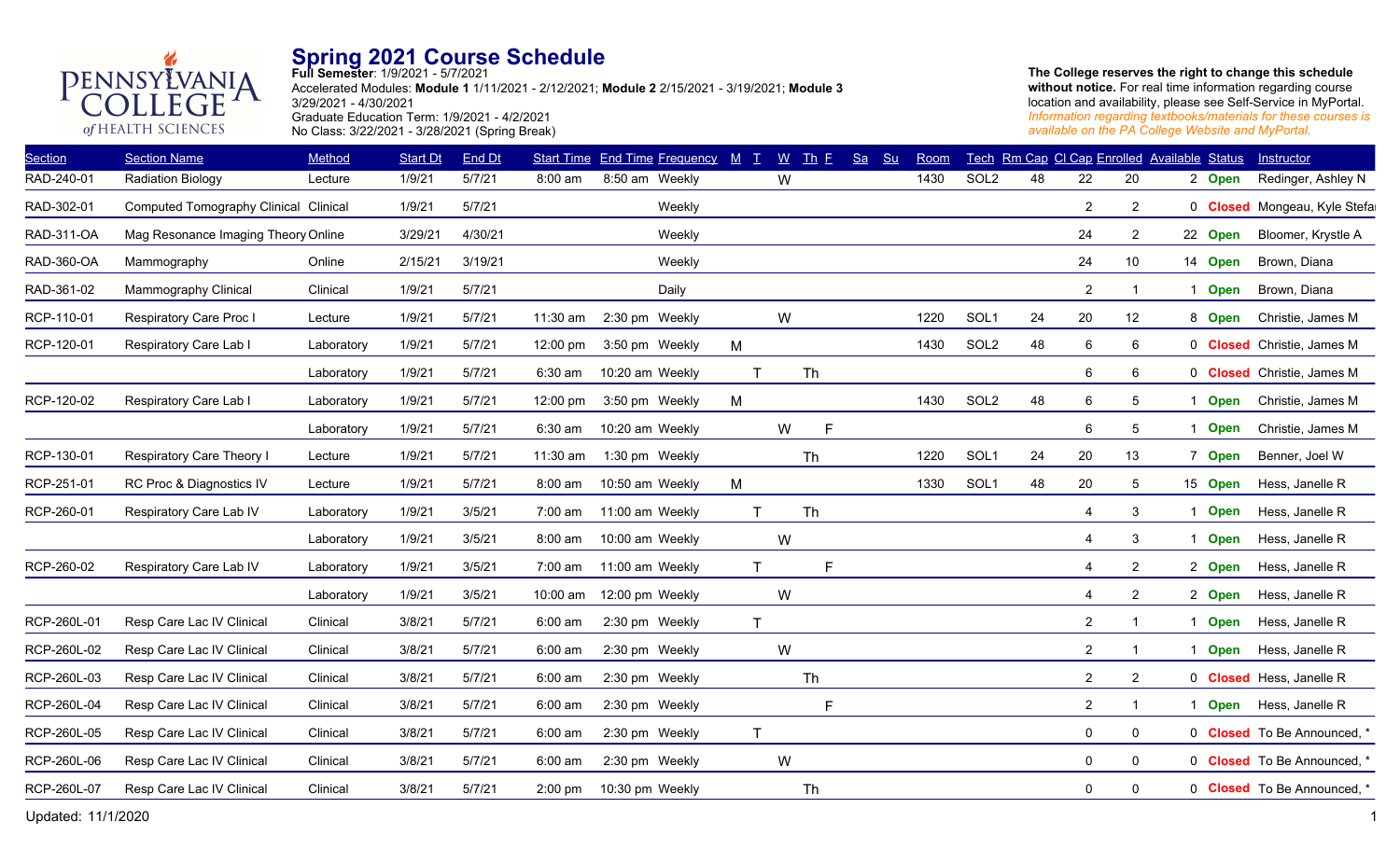# Spring 2021 Course Schedule

**Full Semester**: 1/9/2021 - 5/7/2021
Accelerated Modules: **Module 1** 1/11/2021 - 2/12/2021; **Module 2** 2/15/2021 - 3/19/2021; **Module 3** 3/29/2021 - 4/30/2021
Graduate Education Term: 1/9/2021 - 4/2/2021
No Class: 3/22/2021 - 3/28/2021 (Spring Break)

**The College reserves the right to change this schedule without notice.** For real time information regarding course location and availability, please see Self-Service in MyPortal.
*Information regarding textbooks/materials for these courses is available on the PA College Website and MyPortal.*

| Section | Section Name | Method | Start Dt | End Dt | Start Time | End Time | Frequency | M | T | W | Th | F | Sa | Su | Room | Tech | Rm Cap | Cl Cap | Enrolled | Available | Status | Instructor |
|---|---|---|---|---|---|---|---|---|---|---|---|---|---|---|---|---|---|---|---|---|---|---|
| RAD-240-01 | Radiation Biology | Lecture | 1/9/21 | 5/7/21 | 8:00 am | 8:50 am | Weekly | | | W | | | | | 1430 | SOL2 | 48 | 22 | 20 | 2 | Open | Redinger, Ashley N |
| RAD-302-01 | Computed Tomography Clinical | Clinical | 1/9/21 | 5/7/21 | | | Weekly | | | | | | | | | | | 2 | 2 | 0 | Closed | Mongeau, Kyle Stefa |
| RAD-311-OA | Mag Resonance Imaging Theory | Online | 3/29/21 | 4/30/21 | | | Weekly | | | | | | | | | | | 24 | 2 | 22 | Open | Bloomer, Krystle A |
| RAD-360-OA | Mammography | Online | 2/15/21 | 3/19/21 | | | Weekly | | | | | | | | | | | 24 | 10 | 14 | Open | Brown, Diana |
| RAD-361-02 | Mammography Clinical | Clinical | 1/9/21 | 5/7/21 | | | Daily | | | | | | | | | | | 2 | 1 | 1 | Open | Brown, Diana |
| RCP-110-01 | Respiratory Care Proc I | Lecture | 1/9/21 | 5/7/21 | 11:30 am | 2:30 pm | Weekly | | | W | | | | | 1220 | SOL1 | 24 | 20 | 12 | 8 | Open | Christie, James M |
| RCP-120-01 | Respiratory Care Lab I | Laboratory | 1/9/21 | 5/7/21 | 12:00 pm | 3:50 pm | Weekly | M | | | | | | | 1430 | SOL2 | 48 | 6 | 6 | 0 | Closed | Christie, James M |
| | | Laboratory | 1/9/21 | 5/7/21 | 6:30 am | 10:20 am | Weekly | | T | | Th | | | | | | | 6 | 6 | 0 | Closed | Christie, James M |
| RCP-120-02 | Respiratory Care Lab I | Laboratory | 1/9/21 | 5/7/21 | 12:00 pm | 3:50 pm | Weekly | M | | | | | | | 1430 | SOL2 | 48 | 6 | 5 | 1 | Open | Christie, James M |
| | | Laboratory | 1/9/21 | 5/7/21 | 6:30 am | 10:20 am | Weekly | | | W | | F | | | | | | 6 | 5 | 1 | Open | Christie, James M |
| RCP-130-01 | Respiratory Care Theory I | Lecture | 1/9/21 | 5/7/21 | 11:30 am | 1:30 pm | Weekly | | | | Th | | | | 1220 | SOL1 | 24 | 20 | 13 | 7 | Open | Benner, Joel W |
| RCP-251-01 | RC Proc & Diagnostics IV | Lecture | 1/9/21 | 5/7/21 | 8:00 am | 10:50 am | Weekly | M | | | | | | | 1330 | SOL1 | 48 | 20 | 5 | 15 | Open | Hess, Janelle R |
| RCP-260-01 | Respiratory Care Lab IV | Laboratory | 1/9/21 | 3/5/21 | 7:00 am | 11:00 am | Weekly | | T | | Th | | | | | | | 4 | 3 | 1 | Open | Hess, Janelle R |
| | | Laboratory | 1/9/21 | 3/5/21 | 8:00 am | 10:00 am | Weekly | | | W | | | | | | | | 4 | 3 | 1 | Open | Hess, Janelle R |
| RCP-260-02 | Respiratory Care Lab IV | Laboratory | 1/9/21 | 3/5/21 | 7:00 am | 11:00 am | Weekly | | T | | | F | | | | | | 4 | 2 | 2 | Open | Hess, Janelle R |
| | | Laboratory | 1/9/21 | 3/5/21 | 10:00 am | 12:00 pm | Weekly | | | W | | | | | | | | 4 | 2 | 2 | Open | Hess, Janelle R |
| RCP-260L-01 | Resp Care Lac IV Clinical | Clinical | 3/8/21 | 5/7/21 | 6:00 am | 2:30 pm | Weekly | | T | | | | | | | | | 2 | 1 | 1 | Open | Hess, Janelle R |
| RCP-260L-02 | Resp Care Lac IV Clinical | Clinical | 3/8/21 | 5/7/21 | 6:00 am | 2:30 pm | Weekly | | | W | | | | | | | | 2 | 1 | 1 | Open | Hess, Janelle R |
| RCP-260L-03 | Resp Care Lac IV Clinical | Clinical | 3/8/21 | 5/7/21 | 6:00 am | 2:30 pm | Weekly | | | | Th | | | | | | | 2 | 2 | 0 | Closed | Hess, Janelle R |
| RCP-260L-04 | Resp Care Lac IV Clinical | Clinical | 3/8/21 | 5/7/21 | 6:00 am | 2:30 pm | Weekly | | | | | F | | | | | | 2 | 1 | 1 | Open | Hess, Janelle R |
| RCP-260L-05 | Resp Care Lac IV Clinical | Clinical | 3/8/21 | 5/7/21 | 6:00 am | 2:30 pm | Weekly | | T | | | | | | | | | 0 | 0 | 0 | Closed | To Be Announced, * |
| RCP-260L-06 | Resp Care Lac IV Clinical | Clinical | 3/8/21 | 5/7/21 | 6:00 am | 2:30 pm | Weekly | | | W | | | | | | | | 0 | 0 | 0 | Closed | To Be Announced, * |
| RCP-260L-07 | Resp Care Lac IV Clinical | Clinical | 3/8/21 | 5/7/21 | 2:00 pm | 10:30 pm | Weekly | | | | Th | | | | | | | 0 | 0 | 0 | Closed | To Be Announced, * |

Updated: 11/1/2020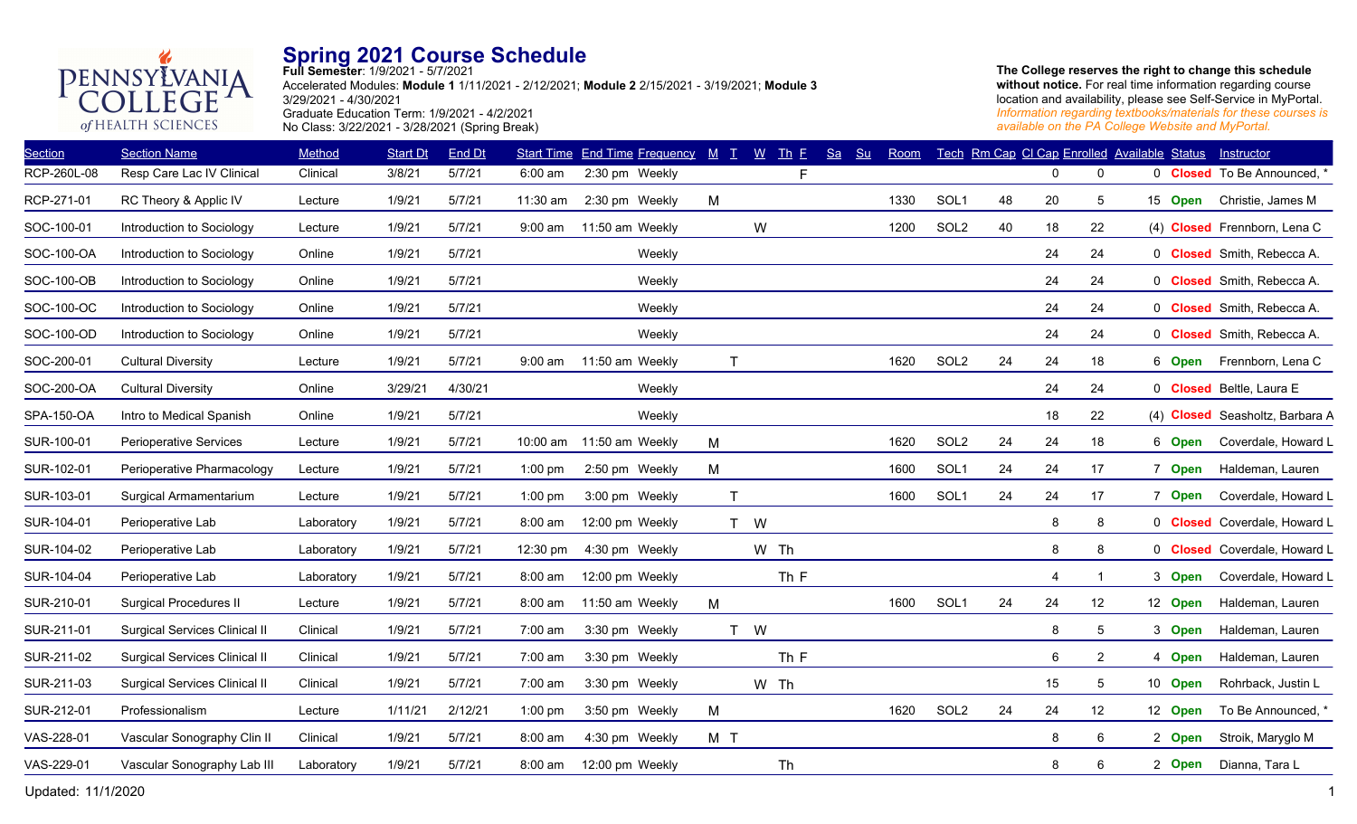# Spring 2021 Course Schedule

**Full Semester**: 1/9/2021 - 5/7/2021
Accelerated Modules: **Module 1** 1/11/2021 - 2/12/2021; **Module 2** 2/15/2021 - 3/19/2021; **Module 3** 3/29/2021 - 4/30/2021
Graduate Education Term: 1/9/2021 - 4/2/2021
No Class: 3/22/2021 - 3/28/2021 (Spring Break)

**The College reserves the right to change this schedule without notice.** For real time information regarding course location and availability, please see Self-Service in MyPortal.
*Information regarding textbooks/materials for these courses is available on the PA College Website and MyPortal.*

| Section | Section Name | Method | Start Dt | End Dt | Start Time | End Time | Frequency | M | T | W | Th | F | Sa | Su | Room | Tech | Rm Cap | Cl Cap | Enrolled | Available | Status | Instructor |
|---|---|---|---|---|---|---|---|---|---|---|---|---|---|---|---|---|---|---|---|---|---|---|
| RCP-260L-08 | Resp Care Lac IV Clinical | Clinical | 3/8/21 | 5/7/21 | 6:00 am | 2:30 pm | Weekly | | | | | F | | | | | | 0 | 0 | 0 | **Closed** | To Be Announced, * |
| RCP-271-01 | RC Theory & Applic IV | Lecture | 1/9/21 | 5/7/21 | 11:30 am | 2:30 pm | Weekly | M | | | | | | | 1330 | SOL1 | 48 | 20 | 5 | 15 | **Open** | Christie, James M |
| SOC-100-01 | Introduction to Sociology | Lecture | 1/9/21 | 5/7/21 | 9:00 am | 11:50 am | Weekly | | | W | | | | | 1200 | SOL2 | 40 | 18 | 22 | (4) | **Closed** | Frennborn, Lena C |
| SOC-100-OA | Introduction to Sociology | Online | 1/9/21 | 5/7/21 | | | Weekly | | | | | | | | | | | 24 | 24 | 0 | **Closed** | Smith, Rebecca A. |
| SOC-100-OB | Introduction to Sociology | Online | 1/9/21 | 5/7/21 | | | Weekly | | | | | | | | | | | 24 | 24 | 0 | **Closed** | Smith, Rebecca A. |
| SOC-100-OC | Introduction to Sociology | Online | 1/9/21 | 5/7/21 | | | Weekly | | | | | | | | | | | 24 | 24 | 0 | **Closed** | Smith, Rebecca A. |
| SOC-100-OD | Introduction to Sociology | Online | 1/9/21 | 5/7/21 | | | Weekly | | | | | | | | | | | 24 | 24 | 0 | **Closed** | Smith, Rebecca A. |
| SOC-200-01 | Cultural Diversity | Lecture | 1/9/21 | 5/7/21 | 9:00 am | 11:50 am | Weekly | | T | | | | | | 1620 | SOL2 | 24 | 24 | 18 | 6 | **Open** | Frennborn, Lena C |
| SOC-200-OA | Cultural Diversity | Online | 3/29/21 | 4/30/21 | | | Weekly | | | | | | | | | | | 24 | 24 | 0 | **Closed** | Beltle, Laura E |
| SPA-150-OA | Intro to Medical Spanish | Online | 1/9/21 | 5/7/21 | | | Weekly | | | | | | | | | | | 18 | 22 | (4) | **Closed** | Seasholtz, Barbara A |
| SUR-100-01 | Perioperative Services | Lecture | 1/9/21 | 5/7/21 | 10:00 am | 11:50 am | Weekly | M | | | | | | | 1620 | SOL2 | 24 | 24 | 18 | 6 | **Open** | Coverdale, Howard L |
| SUR-102-01 | Perioperative Pharmacology | Lecture | 1/9/21 | 5/7/21 | 1:00 pm | 2:50 pm | Weekly | M | | | | | | | 1600 | SOL1 | 24 | 24 | 17 | 7 | **Open** | Haldeman, Lauren |
| SUR-103-01 | Surgical Armamentarium | Lecture | 1/9/21 | 5/7/21 | 1:00 pm | 3:00 pm | Weekly | | T | | | | | | 1600 | SOL1 | 24 | 24 | 17 | 7 | **Open** | Coverdale, Howard L |
| SUR-104-01 | Perioperative Lab | Laboratory | 1/9/21 | 5/7/21 | 8:00 am | 12:00 pm | Weekly | | T | W | | | | | | | | 8 | 8 | 0 | **Closed** | Coverdale, Howard L |
| SUR-104-02 | Perioperative Lab | Laboratory | 1/9/21 | 5/7/21 | 12:30 pm | 4:30 pm | Weekly | | | W | Th | | | | | | | 8 | 8 | 0 | **Closed** | Coverdale, Howard L |
| SUR-104-04 | Perioperative Lab | Laboratory | 1/9/21 | 5/7/21 | 8:00 am | 12:00 pm | Weekly | | | | Th | F | | | | | | 4 | 1 | 3 | **Open** | Coverdale, Howard L |
| SUR-210-01 | Surgical Procedures II | Lecture | 1/9/21 | 5/7/21 | 8:00 am | 11:50 am | Weekly | M | | | | | | | 1600 | SOL1 | 24 | 24 | 12 | 12 | **Open** | Haldeman, Lauren |
| SUR-211-01 | Surgical Services Clinical II | Clinical | 1/9/21 | 5/7/21 | 7:00 am | 3:30 pm | Weekly | | T | W | | | | | | | | 8 | 5 | 3 | **Open** | Haldeman, Lauren |
| SUR-211-02 | Surgical Services Clinical II | Clinical | 1/9/21 | 5/7/21 | 7:00 am | 3:30 pm | Weekly | | | | Th | F | | | | | | 6 | 2 | 4 | **Open** | Haldeman, Lauren |
| SUR-211-03 | Surgical Services Clinical II | Clinical | 1/9/21 | 5/7/21 | 7:00 am | 3:30 pm | Weekly | | | W | Th | | | | | | | 15 | 5 | 10 | **Open** | Rohrback, Justin L |
| SUR-212-01 | Professionalism | Lecture | 1/11/21 | 2/12/21 | 1:00 pm | 3:50 pm | Weekly | M | | | | | | | 1620 | SOL2 | 24 | 24 | 12 | 12 | **Open** | To Be Announced, * |
| VAS-228-01 | Vascular Sonography Clin II | Clinical | 1/9/21 | 5/7/21 | 8:00 am | 4:30 pm | Weekly | M | T | | | | | | | | | 8 | 6 | 2 | **Open** | Stroik, Maryglo M |
| VAS-229-01 | Vascular Sonography Lab III | Laboratory | 1/9/21 | 5/7/21 | 8:00 am | 12:00 pm | Weekly | | | | Th | | | | | | | 8 | 6 | 2 | **Open** | Dianna, Tara L |

Updated: 11/1/2020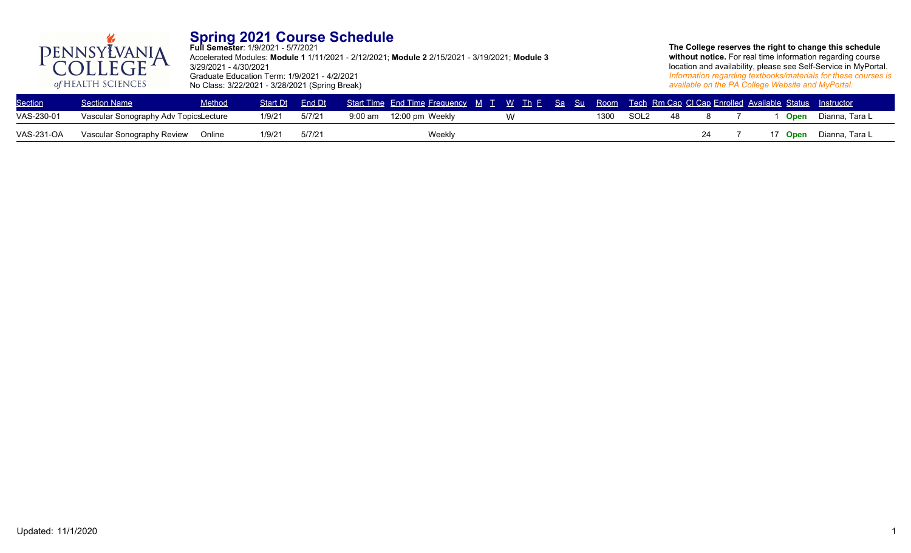# Spring 2021 Course Schedule

**Full Semester**: 1/9/2021 - 5/7/2021
Accelerated Modules: **Module 1** 1/11/2021 - 2/12/2021; **Module 2** 2/15/2021 - 3/19/2021; **Module 3** 3/29/2021 - 4/30/2021
Graduate Education Term: 1/9/2021 - 4/2/2021
No Class: 3/22/2021 - 3/28/2021 (Spring Break)

**The College reserves the right to change this schedule without notice.** For real time information regarding course location and availability, please see Self-Service in MyPortal.
*Information regarding textbooks/materials for these courses is available on the PA College Website and MyPortal.*

| Section | Section Name | Method | Start Dt | End Dt | Start Time | End Time | Frequency | M | T | W | Th | F | Sa | Su | Room | Tech | Rm Cap | Cl Cap | Enrolled | Available | Status | Instructor |
|---|---|---|---|---|---|---|---|---|---|---|---|---|---|---|---|---|---|---|---|---|---|---|
| VAS-230-01 | Vascular Sonography Adv Topics | Lecture | 1/9/21 | 5/7/21 | 9:00 am | 12:00 pm | Weekly | | | W | | | | | 1300 | SOL2 | 48 | 8 | 7 | 1 | **Open** | Dianna, Tara L |
| VAS-231-OA | Vascular Sonography Review | Online | 1/9/21 | 5/7/21 | | | Weekly | | | | | | | | | | | 24 | 7 | 17 | **Open** | Dianna, Tara L |

Updated: 11/1/2020